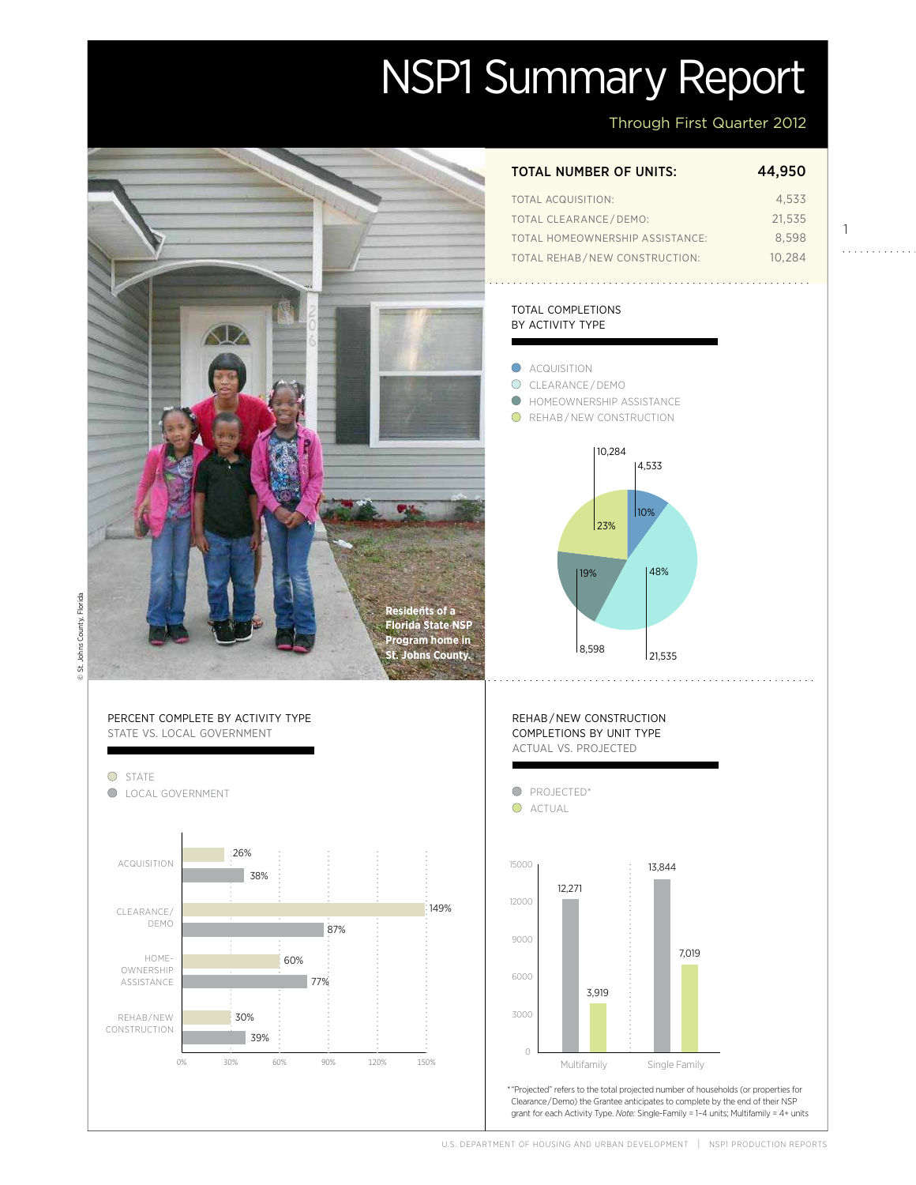# NSP1 Summary Report

Through First Quarter 2012

| TOTAL NUMBER OF UNITS: | 44,950 |
|---|---|
| TOTAL ACQUISITION: | 4,533 |
| TOTAL CLEARANCE/DEMO: | 21,535 |
| TOTAL HOMEOWNERSHIP ASSISTANCE: | 8,598 |
| TOTAL REHAB/NEW CONSTRUCTION: | 10,284 |

Residents of a Florida State NSP Program home in St. Johns County.

© St. Johns County, Florida

## TOTAL COMPLETIONS BY ACTIVITY TYPE

| Activity | Units | Percent |
|---|---|---|
| ACQUISITION | 4,533 | 10% |
| CLEARANCE/DEMO | 21,535 | 48% |
| HOMEOWNERSHIP ASSISTANCE | 8,598 | 19% |
| REHAB/NEW CONSTRUCTION | 10,284 | 23% |

## PERCENT COMPLETE BY ACTIVITY TYPE STATE VS. LOCAL GOVERNMENT

| Activity | State | Local Government |
|---|---|---|
| ACQUISITION | 26% | 38% |
| CLEARANCE/DEMO | 149% | 87% |
| HOMEOWNERSHIP ASSISTANCE | 60% | 77% |
| REHAB/NEW CONSTRUCTION | 30% | 39% |

## REHAB/NEW CONSTRUCTION COMPLETIONS BY UNIT TYPE ACTUAL VS. PROJECTED

| Unit Type | Projected* | Actual |
|---|---|---|
| Multifamily | 12,271 | 3,919 |
| Single Family | 13,844 | 7,019 |

*"Projected" refers to the total projected number of households (or properties for Clearance/Demo) the Grantee anticipates to complete by the end of their NSP grant for each Activity Type. *Note:* Single-Family = 1–4 units; Multifamily = 4+ units

U.S. DEPARTMENT OF HOUSING AND URBAN DEVELOPMENT | NSP1 PRODUCTION REPORTS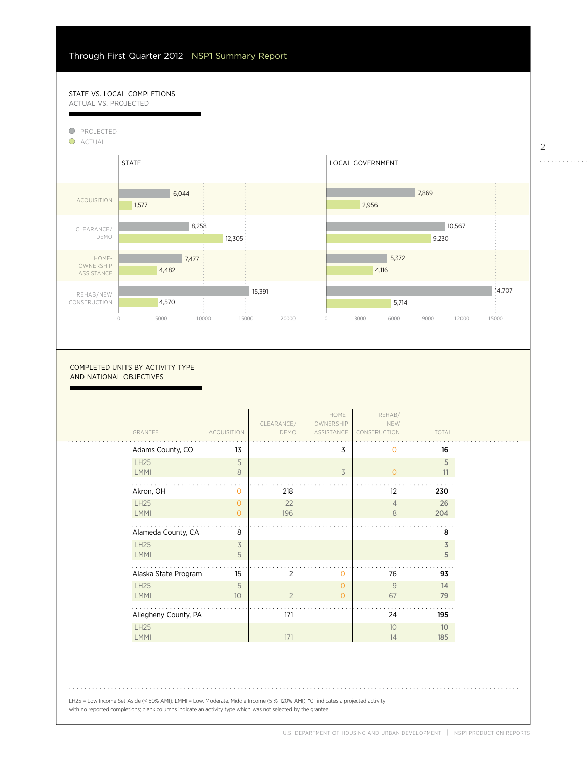Through First Quarter 2012 NSP1 Summary Report

## STATE VS. LOCAL COMPLETIONS
### ACTUAL VS. PROJECTED

| Activity | State Projected | State Actual | Local Government Projected | Local Government Actual |
|---|---|---|---|---|
| ACQUISITION | 6,044 | 1,577 | 7,869 | 2,956 |
| CLEARANCE/DEMO | 8,258 | 12,305 | 10,567 | 9,230 |
| HOMEOWNERSHIP ASSISTANCE | 7,477 | 4,482 | 5,372 | 4,116 |
| REHAB/NEW CONSTRUCTION | 15,391 | 4,570 | 14,707 | 5,714 |

## COMPLETED UNITS BY ACTIVITY TYPE AND NATIONAL OBJECTIVES

| GRANTEE | ACQUISITION | CLEARANCE/ DEMO | HOME-OWNERSHIP ASSISTANCE | REHAB/ NEW CONSTRUCTION | TOTAL |
|---|---|---|---|---|---|
| Adams County, CO | 13 | | 3 | 0 | **16** |
| LH25 | 5 | | | | **5** |
| LMMI | 8 | | 3 | 0 | **11** |
| Akron, OH | 0 | 218 | | 12 | **230** |
| LH25 | 0 | 22 | | 4 | **26** |
| LMMI | 0 | 196 | | 8 | **204** |
| Alameda County, CA | 8 | | | | **8** |
| LH25 | 3 | | | | **3** |
| LMMI | 5 | | | | **5** |
| Alaska State Program | 15 | 2 | 0 | 76 | **93** |
| LH25 | 5 | | 0 | 9 | **14** |
| LMMI | 10 | 2 | 0 | 67 | **79** |
| Allegheny County, PA | | 171 | | 24 | **195** |
| LH25 | | | | 10 | **10** |
| LMMI | | 171 | | 14 | **185** |

LH25 = Low Income Set Aside (< 50% AMI); LMMI = Low, Moderate, Middle Income (51%–120% AMI); "0" indicates a projected activity with no reported completions; blank columns indicate an activity type which was not selected by the grantee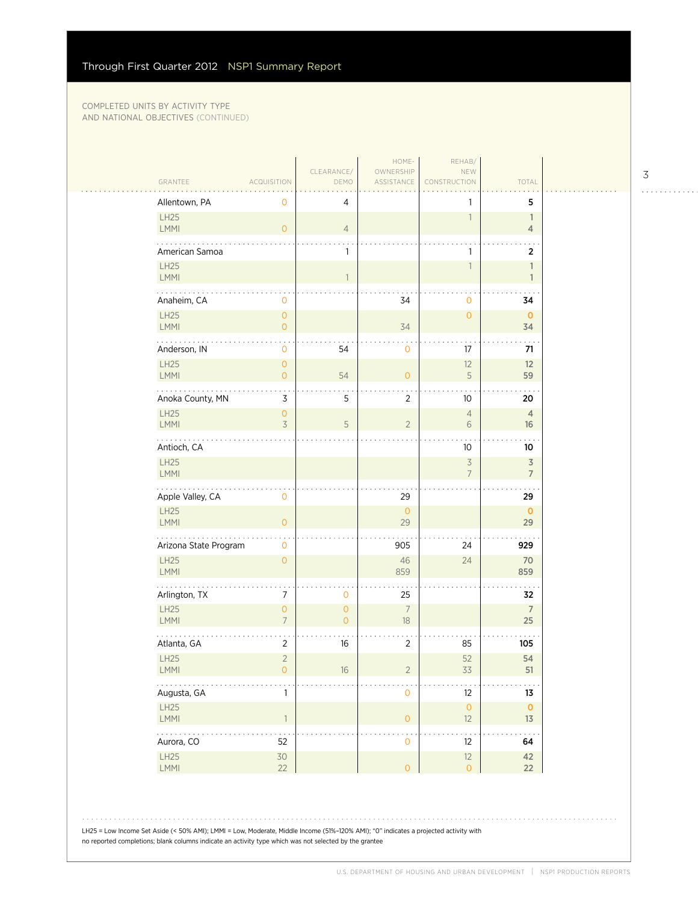Through First Quarter 2012 NSP1 Summary Report

COMPLETED UNITS BY ACTIVITY TYPE AND NATIONAL OBJECTIVES (CONTINUED)

| GRANTEE | ACQUISITION | CLEARANCE/ DEMO | HOME-OWNERSHIP ASSISTANCE | REHAB/ NEW CONSTRUCTION | TOTAL |
|---|---|---|---|---|---|
| Allentown, PA | 0 | 4 | | 1 | 5 |
| LH25 | | | | 1 | 1 |
| LMMI | 0 | 4 | | | 4 |
| American Samoa | | 1 | | 1 | 2 |
| LH25 | | | | 1 | 1 |
| LMMI | | 1 | | | 1 |
| Anaheim, CA | 0 | | 34 | 0 | 34 |
| LH25 | 0 | | | 0 | 0 |
| LMMI | 0 | | 34 | | 34 |
| Anderson, IN | 0 | 54 | 0 | 17 | 71 |
| LH25 | 0 | | | 12 | 12 |
| LMMI | 0 | 54 | 0 | 5 | 59 |
| Anoka County, MN | 3 | 5 | 2 | 10 | 20 |
| LH25 | 0 | | | 4 | 4 |
| LMMI | 3 | 5 | 2 | 6 | 16 |
| Antioch, CA | | | | 10 | 10 |
| LH25 | | | | 3 | 3 |
| LMMI | | | | 7 | 7 |
| Apple Valley, CA | 0 | | 29 | | 29 |
| LH25 | | | 0 | | 0 |
| LMMI | 0 | | 29 | | 29 |
| Arizona State Program | 0 | | 905 | 24 | 929 |
| LH25 | 0 | | 46 | 24 | 70 |
| LMMI | | | 859 | | 859 |
| Arlington, TX | 7 | 0 | 25 | | 32 |
| LH25 | 0 | 0 | 7 | | 7 |
| LMMI | 7 | 0 | 18 | | 25 |
| Atlanta, GA | 2 | 16 | 2 | 85 | 105 |
| LH25 | 2 | | | 52 | 54 |
| LMMI | 0 | 16 | 2 | 33 | 51 |
| Augusta, GA | 1 | | 0 | 12 | 13 |
| LH25 | | | | 0 | 0 |
| LMMI | 1 | | 0 | 12 | 13 |
| Aurora, CO | 52 | | 0 | 12 | 64 |
| LH25 | 30 | | | 12 | 42 |
| LMMI | 22 | | 0 | 0 | 22 |

LH25 = Low Income Set Aside (< 50% AMI); LMMI = Low, Moderate, Middle Income (51%–120% AMI); "0" indicates a projected activity with no reported completions; blank columns indicate an activity type which was not selected by the grantee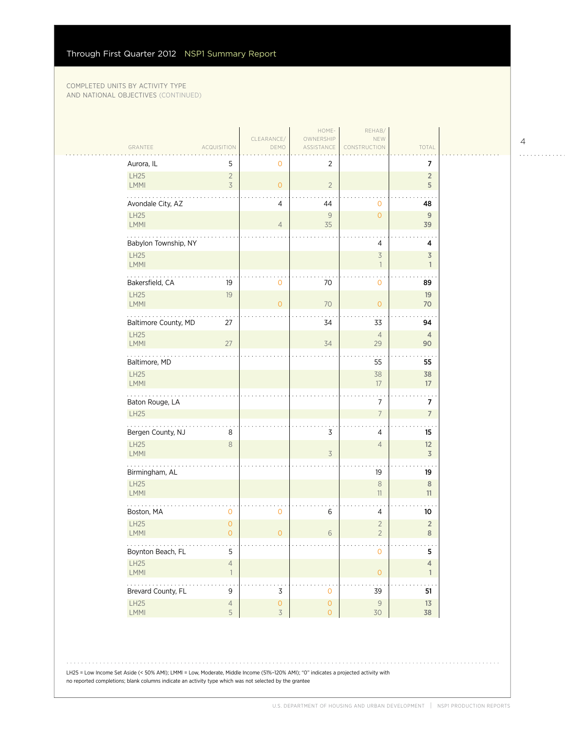Through First Quarter 2012 NSP1 Summary Report

COMPLETED UNITS BY ACTIVITY TYPE AND NATIONAL OBJECTIVES (CONTINUED)

| GRANTEE | ACQUISITION | CLEARANCE/ DEMO | HOME-OWNERSHIP ASSISTANCE | REHAB/ NEW CONSTRUCTION | TOTAL |
|---|---|---|---|---|---|
| Aurora, IL | 5 | 0 | 2 | | 7 |
| LH25 | 2 | | | | 2 |
| LMMI | 3 | 0 | 2 | | 5 |
| Avondale City, AZ | | 4 | 44 | 0 | 48 |
| LH25 | | | 9 | 0 | 9 |
| LMMI | | 4 | 35 | | 39 |
| Babylon Township, NY | | | | 4 | 4 |
| LH25 | | | | 3 | 3 |
| LMMI | | | | 1 | 1 |
| Bakersfield, CA | 19 | 0 | 70 | 0 | 89 |
| LH25 | 19 | | | | 19 |
| LMMI | | 0 | 70 | 0 | 70 |
| Baltimore County, MD | 27 | | 34 | 33 | 94 |
| LH25 | | | | 4 | 4 |
| LMMI | 27 | | 34 | 29 | 90 |
| Baltimore, MD | | | | 55 | 55 |
| LH25 | | | | 38 | 38 |
| LMMI | | | | 17 | 17 |
| Baton Rouge, LA | | | | 7 | 7 |
| LH25 | | | | 7 | 7 |
| Bergen County, NJ | 8 | | 3 | 4 | 15 |
| LH25 | 8 | | | 4 | 12 |
| LMMI | | | 3 | | 3 |
| Birmingham, AL | | | | 19 | 19 |
| LH25 | | | | 8 | 8 |
| LMMI | | | | 11 | 11 |
| Boston, MA | 0 | 0 | 6 | 4 | 10 |
| LH25 | 0 | | | 2 | 2 |
| LMMI | 0 | 0 | 6 | 2 | 8 |
| Boynton Beach, FL | 5 | | | 0 | 5 |
| LH25 | 4 | | | | 4 |
| LMMI | 1 | | | 0 | 1 |
| Brevard County, FL | 9 | 3 | 0 | 39 | 51 |
| LH25 | 4 | 0 | 0 | 9 | 13 |
| LMMI | 5 | 3 | 0 | 30 | 38 |

LH25 = Low Income Set Aside (< 50% AMI); LMMI = Low, Moderate, Middle Income (51%–120% AMI); "0" indicates a projected activity with no reported completions; blank columns indicate an activity type which was not selected by the grantee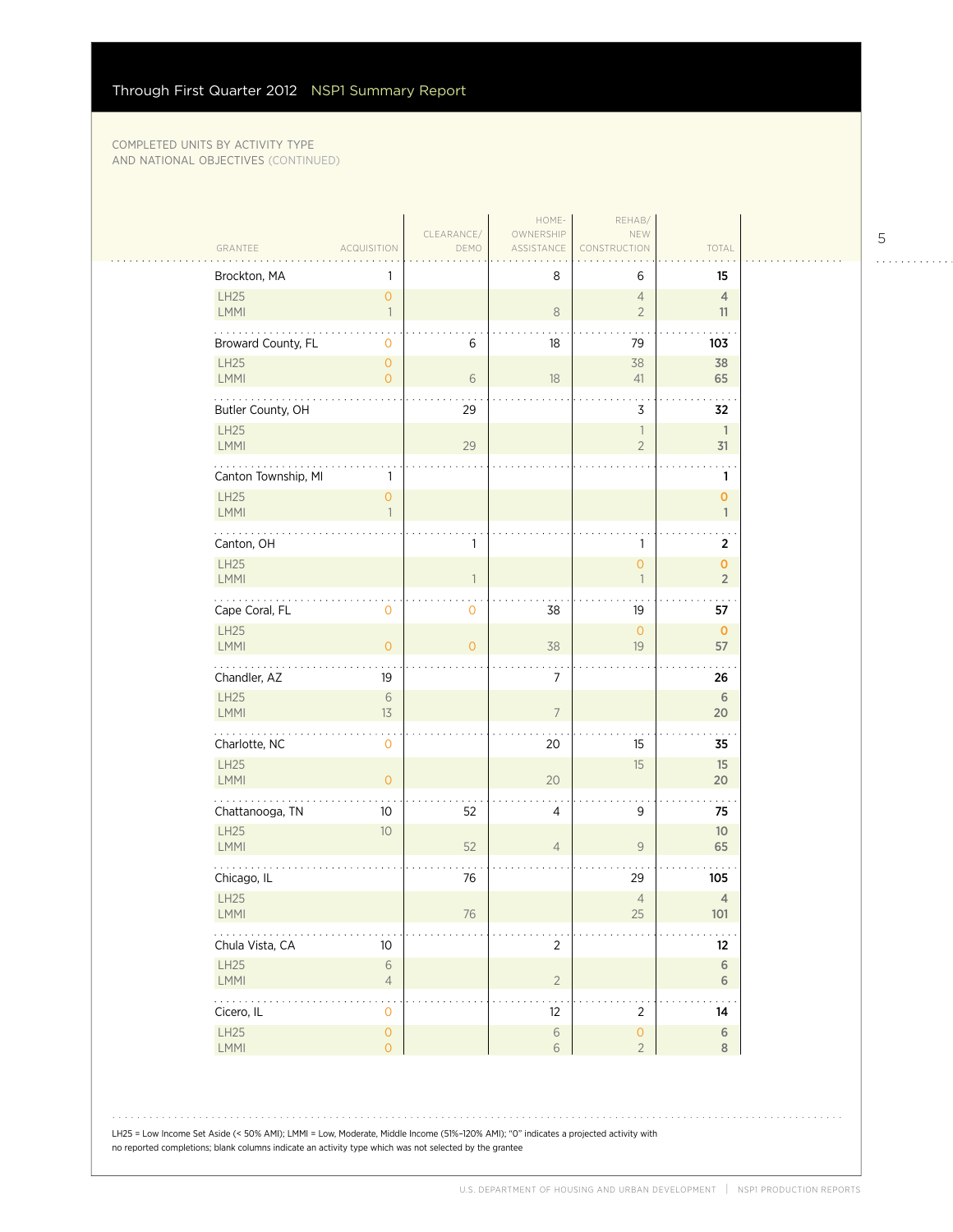COMPLETED UNITS BY ACTIVITY TYPE AND NATIONAL OBJECTIVES (CONTINUED)

| GRANTEE | ACQUISITION | CLEARANCE/ DEMO | HOME-OWNERSHIP ASSISTANCE | REHAB/ NEW CONSTRUCTION | TOTAL |
|---|---|---|---|---|---|
| **Brockton, MA** | 1 | | 8 | 6 | **15** |
| LH25 | 0 | | | 4 | 4 |
| LMMI | 1 | | 8 | 2 | 11 |
| **Broward County, FL** | 0 | 6 | 18 | 79 | **103** |
| LH25 | 0 | | | 38 | 38 |
| LMMI | 0 | 6 | 18 | 41 | 65 |
| **Butler County, OH** | | 29 | | 3 | **32** |
| LH25 | | | | 1 | 1 |
| LMMI | | 29 | | 2 | 31 |
| **Canton Township, MI** | 1 | | | | **1** |
| LH25 | 0 | | | | 0 |
| LMMI | 1 | | | | 1 |
| **Canton, OH** | | 1 | | 1 | **2** |
| LH25 | | | | 0 | 0 |
| LMMI | | 1 | | 1 | 2 |
| **Cape Coral, FL** | 0 | 0 | 38 | 19 | **57** |
| LH25 | | | | 0 | 0 |
| LMMI | 0 | 0 | 38 | 19 | 57 |
| **Chandler, AZ** | 19 | | 7 | | **26** |
| LH25 | 6 | | | | 6 |
| LMMI | 13 | | 7 | | 20 |
| **Charlotte, NC** | 0 | | 20 | 15 | **35** |
| LH25 | | | | 15 | 15 |
| LMMI | 0 | | 20 | | 20 |
| **Chattanooga, TN** | 10 | 52 | 4 | 9 | **75** |
| LH25 | 10 | | | | 10 |
| LMMI | | 52 | 4 | 9 | 65 |
| **Chicago, IL** | | 76 | | 29 | **105** |
| LH25 | | | | 4 | 4 |
| LMMI | | 76 | | 25 | 101 |
| **Chula Vista, CA** | 10 | | 2 | | **12** |
| LH25 | 6 | | | | 6 |
| LMMI | 4 | | 2 | | 6 |
| **Cicero, IL** | 0 | | 12 | 2 | **14** |
| LH25 | 0 | | 6 | 0 | 6 |
| LMMI | 0 | | 6 | 2 | 8 |

LH25 = Low Income Set Aside (< 50% AMI); LMMI = Low, Moderate, Middle Income (51%–120% AMI); "0" indicates a projected activity with no reported completions; blank columns indicate an activity type which was not selected by the grantee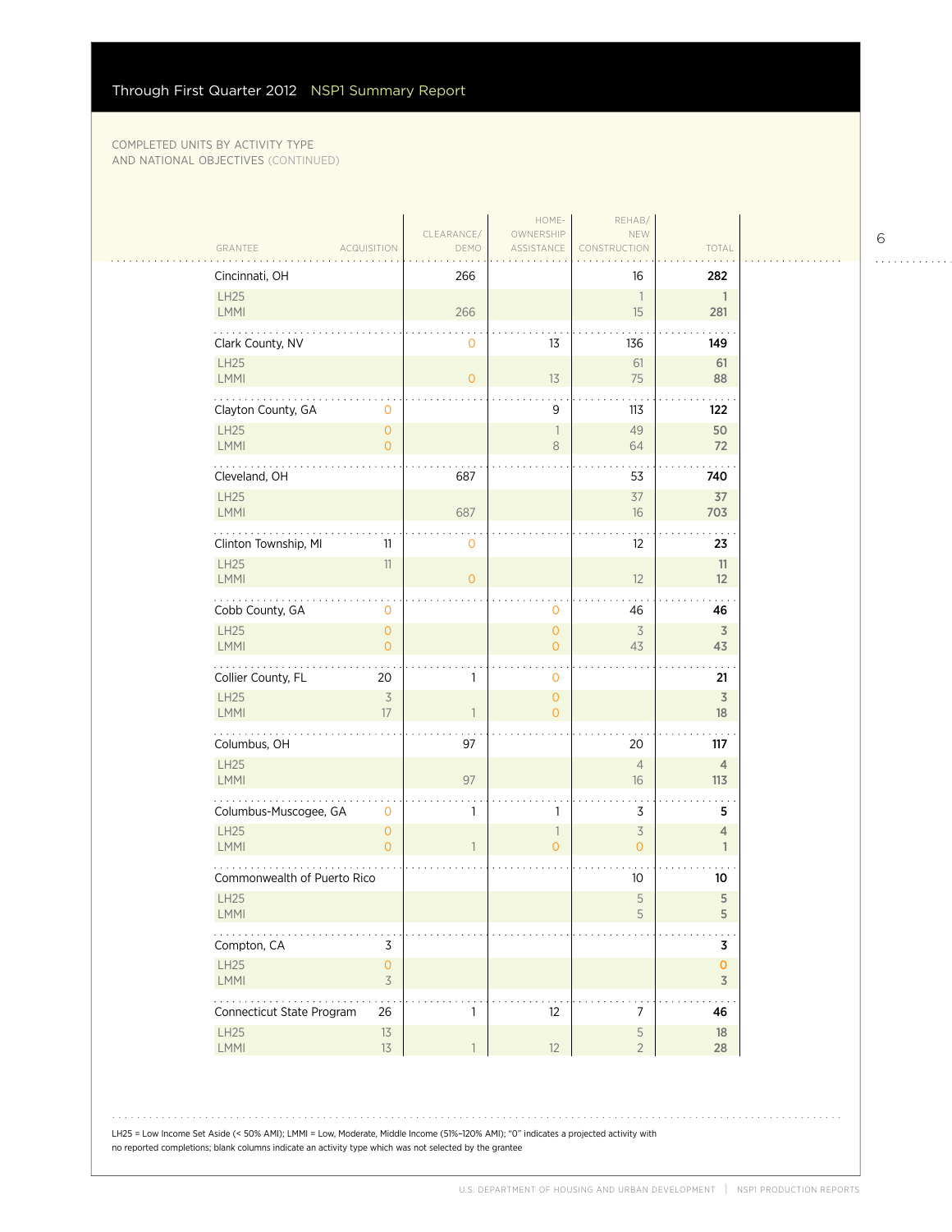## COMPLETED UNITS BY ACTIVITY TYPE AND NATIONAL OBJECTIVES (CONTINUED)

| GRANTEE | ACQUISITION | CLEARANCE/ DEMO | HOME-OWNERSHIP ASSISTANCE | REHAB/ NEW CONSTRUCTION | TOTAL |
|---|---|---|---|---|---|
| Cincinnati, OH | | 266 | | 16 | **282** |
| LH25 | | | | 1 | **1** |
| LMMI | | 266 | | 15 | **281** |
| Clark County, NV | | 0 | 13 | 136 | **149** |
| LH25 | | | | 61 | **61** |
| LMMI | | 0 | 13 | 75 | **88** |
| Clayton County, GA | 0 | | 9 | 113 | **122** |
| LH25 | 0 | | 1 | 49 | **50** |
| LMMI | 0 | | 8 | 64 | **72** |
| Cleveland, OH | | 687 | | 53 | **740** |
| LH25 | | | | 37 | **37** |
| LMMI | | 687 | | 16 | **703** |
| Clinton Township, MI | 11 | 0 | | 12 | **23** |
| LH25 | 11 | | | | **11** |
| LMMI | | 0 | | 12 | **12** |
| Cobb County, GA | 0 | | 0 | 46 | **46** |
| LH25 | 0 | | 0 | 3 | **3** |
| LMMI | 0 | | 0 | 43 | **43** |
| Collier County, FL | 20 | 1 | 0 | | **21** |
| LH25 | 3 | | 0 | | **3** |
| LMMI | 17 | 1 | 0 | | **18** |
| Columbus, OH | | 97 | | 20 | **117** |
| LH25 | | | | 4 | **4** |
| LMMI | | 97 | | 16 | **113** |
| Columbus-Muscogee, GA | 0 | 1 | 1 | 3 | **5** |
| LH25 | 0 | | 1 | 3 | **4** |
| LMMI | 0 | 1 | 0 | 0 | **1** |
| Commonwealth of Puerto Rico | | | | 10 | **10** |
| LH25 | | | | 5 | **5** |
| LMMI | | | | 5 | **5** |
| Compton, CA | 3 | | | | **3** |
| LH25 | 0 | | | | **0** |
| LMMI | 3 | | | | **3** |
| Connecticut State Program | 26 | 1 | 12 | 7 | **46** |
| LH25 | 13 | | | 5 | **18** |
| LMMI | 13 | 1 | 12 | 2 | **28** |

LH25 = Low Income Set Aside (< 50% AMI); LMMI = Low, Moderate, Middle Income (51%–120% AMI); "0" indicates a projected activity with no reported completions; blank columns indicate an activity type which was not selected by the grantee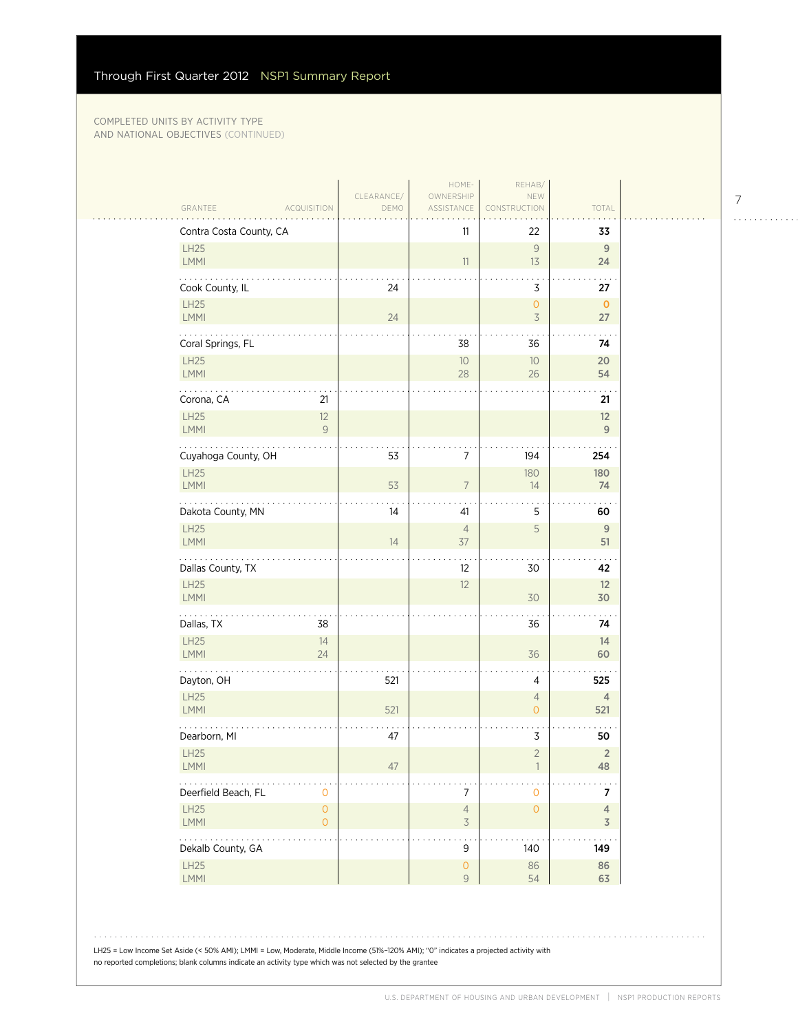COMPLETED UNITS BY ACTIVITY TYPE AND NATIONAL OBJECTIVES (CONTINUED)

| GRANTEE | ACQUISITION | CLEARANCE/ DEMO | HOME-OWNERSHIP ASSISTANCE | REHAB/ NEW CONSTRUCTION | TOTAL |
|---|---|---|---|---|---|
| **Contra Costa County, CA** | | | 11 | 22 | **33** |
| LH25 | | | | 9 | **9** |
| LMMI | | | 11 | 13 | **24** |
| **Cook County, IL** | | 24 | | 3 | **27** |
| LH25 | | | | 0 | **0** |
| LMMI | | 24 | | 3 | **27** |
| **Coral Springs, FL** | | | 38 | 36 | **74** |
| LH25 | | | 10 | 10 | **20** |
| LMMI | | | 28 | 26 | **54** |
| **Corona, CA** | 21 | | | | **21** |
| LH25 | 12 | | | | **12** |
| LMMI | 9 | | | | **9** |
| **Cuyahoga County, OH** | | 53 | 7 | 194 | **254** |
| LH25 | | | | 180 | **180** |
| LMMI | | 53 | 7 | 14 | **74** |
| **Dakota County, MN** | | 14 | 41 | 5 | **60** |
| LH25 | | | 4 | 5 | **9** |
| LMMI | | 14 | 37 | | **51** |
| **Dallas County, TX** | | | 12 | 30 | **42** |
| LH25 | | | 12 | | **12** |
| LMMI | | | | 30 | **30** |
| **Dallas, TX** | 38 | | | 36 | **74** |
| LH25 | 14 | | | | **14** |
| LMMI | 24 | | | 36 | **60** |
| **Dayton, OH** | | 521 | | 4 | **525** |
| LH25 | | | | 4 | **4** |
| LMMI | | 521 | | 0 | **521** |
| **Dearborn, MI** | | 47 | | 3 | **50** |
| LH25 | | | | 2 | **2** |
| LMMI | | 47 | | 1 | **48** |
| **Deerfield Beach, FL** | 0 | | 7 | 0 | **7** |
| LH25 | 0 | | 4 | 0 | **4** |
| LMMI | 0 | | 3 | | **3** |
| **Dekalb County, GA** | | | 9 | 140 | **149** |
| LH25 | | | 0 | 86 | **86** |
| LMMI | | | 9 | 54 | **63** |

LH25 = Low Income Set Aside (< 50% AMI); LMMI = Low, Moderate, Middle Income (51%–120% AMI); "0" indicates a projected activity with no reported completions; blank columns indicate an activity type which was not selected by the grantee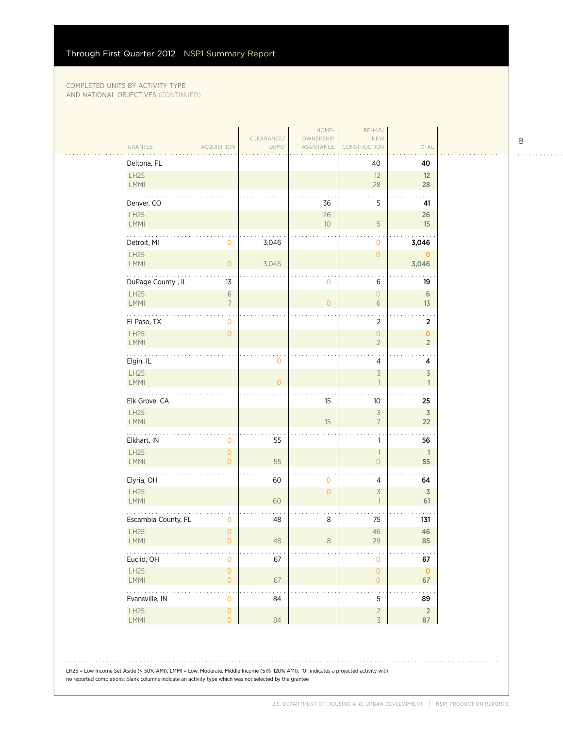COMPLETED UNITS BY ACTIVITY TYPE AND NATIONAL OBJECTIVES (CONTINUED)

| GRANTEE | ACQUISITION | CLEARANCE/ DEMO | HOME-OWNERSHIP ASSISTANCE | REHAB/ NEW CONSTRUCTION | TOTAL |
|---|---|---|---|---|---|
| Deltona, FL | | | | 40 | 40 |
| LH25 | | | | 12 | 12 |
| LMMI | | | | 28 | 28 |
| Denver, CO | | | 36 | 5 | 41 |
| LH25 | | | 26 | | 26 |
| LMMI | | | 10 | 5 | 15 |
| Detroit, MI | 0 | 3,046 | | 0 | 3,046 |
| LH25 | | | | 0 | 0 |
| LMMI | 0 | 3,046 | | | 3,046 |
| DuPage County , IL | 13 | | 0 | 6 | 19 |
| LH25 | 6 | | | 0 | 6 |
| LMMI | 7 | | 0 | 6 | 13 |
| El Paso, TX | 0 | | | 2 | 2 |
| LH25 | 0 | | | 0 | 0 |
| LMMI | | | | 2 | 2 |
| Elgin, IL | | 0 | | 4 | 4 |
| LH25 | | | | 3 | 3 |
| LMMI | | 0 | | 1 | 1 |
| Elk Grove, CA | | | 15 | 10 | 25 |
| LH25 | | | | 3 | 3 |
| LMMI | | | 15 | 7 | 22 |
| Elkhart, IN | 0 | 55 | | 1 | 56 |
| LH25 | 0 | | | 1 | 1 |
| LMMI | 0 | 55 | | 0 | 55 |
| Elyria, OH | | 60 | 0 | 4 | 64 |
| LH25 | | | 0 | 3 | 3 |
| LMMI | | 60 | | 1 | 61 |
| Escambia County, FL | 0 | 48 | 8 | 75 | 131 |
| LH25 | 0 | | | 46 | 46 |
| LMMI | 0 | 48 | 8 | 29 | 85 |
| Euclid, OH | 0 | 67 | | 0 | 67 |
| LH25 | 0 | | | 0 | 0 |
| LMMI | 0 | 67 | | 0 | 67 |
| Evansville, IN | 0 | 84 | | 5 | 89 |
| LH25 | 0 | | | 2 | 2 |
| LMMI | 0 | 84 | | 3 | 87 |

LH25 = Low Income Set Aside (< 50% AMI); LMMI = Low, Moderate, Middle Income (51%–120% AMI); "0" indicates a projected activity with no reported completions; blank columns indicate an activity type which was not selected by the grantee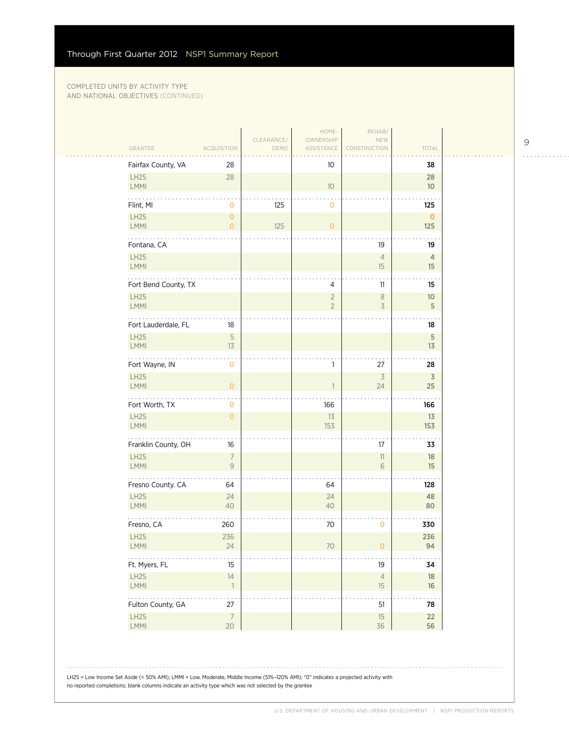COMPLETED UNITS BY ACTIVITY TYPE AND NATIONAL OBJECTIVES (CONTINUED)

| GRANTEE | ACQUISITION | CLEARANCE/ DEMO | HOME-OWNERSHIP ASSISTANCE | REHAB/ NEW CONSTRUCTION | TOTAL |
|---|---|---|---|---|---|
| Fairfax County, VA | 28 | | 10 | | 38 |
| LH25 | 28 | | | | 28 |
| LMMI | | | 10 | | 10 |
| Flint, MI | 0 | 125 | 0 | | 125 |
| LH25 | 0 | | | | 0 |
| LMMI | 0 | 125 | 0 | | 125 |
| Fontana, CA | | | | 19 | 19 |
| LH25 | | | | 4 | 4 |
| LMMI | | | | 15 | 15 |
| Fort Bend County, TX | | | 4 | 11 | 15 |
| LH25 | | | 2 | 8 | 10 |
| LMMI | | | 2 | 3 | 5 |
| Fort Lauderdale, FL | 18 | | | | 18 |
| LH25 | 5 | | | | 5 |
| LMMI | 13 | | | | 13 |
| Fort Wayne, IN | 0 | | 1 | 27 | 28 |
| LH25 | | | | 3 | 3 |
| LMMI | 0 | | 1 | 24 | 25 |
| Fort Worth, TX | 0 | | 166 | | 166 |
| LH25 | 0 | | 13 | | 13 |
| LMMI | | | 153 | | 153 |
| Franklin County, OH | 16 | | | 17 | 33 |
| LH25 | 7 | | | 11 | 18 |
| LMMI | 9 | | | 6 | 15 |
| Fresno County. CA | 64 | | 64 | | 128 |
| LH25 | 24 | | 24 | | 48 |
| LMMI | 40 | | 40 | | 80 |
| Fresno, CA | 260 | | 70 | 0 | 330 |
| LH25 | 236 | | | | 236 |
| LMMI | 24 | | 70 | 0 | 94 |
| Ft. Myers, FL | 15 | | | 19 | 34 |
| LH25 | 14 | | | 4 | 18 |
| LMMI | 1 | | | 15 | 16 |
| Fulton County, GA | 27 | | | 51 | 78 |
| LH25 | 7 | | | 15 | 22 |
| LMMI | 20 | | | 36 | 56 |

LH25 = Low Income Set Aside (< 50% AMI); LMMI = Low, Moderate, Middle Income (51%–120% AMI); "0" indicates a projected activity with no reported completions; blank columns indicate an activity type which was not selected by the grantee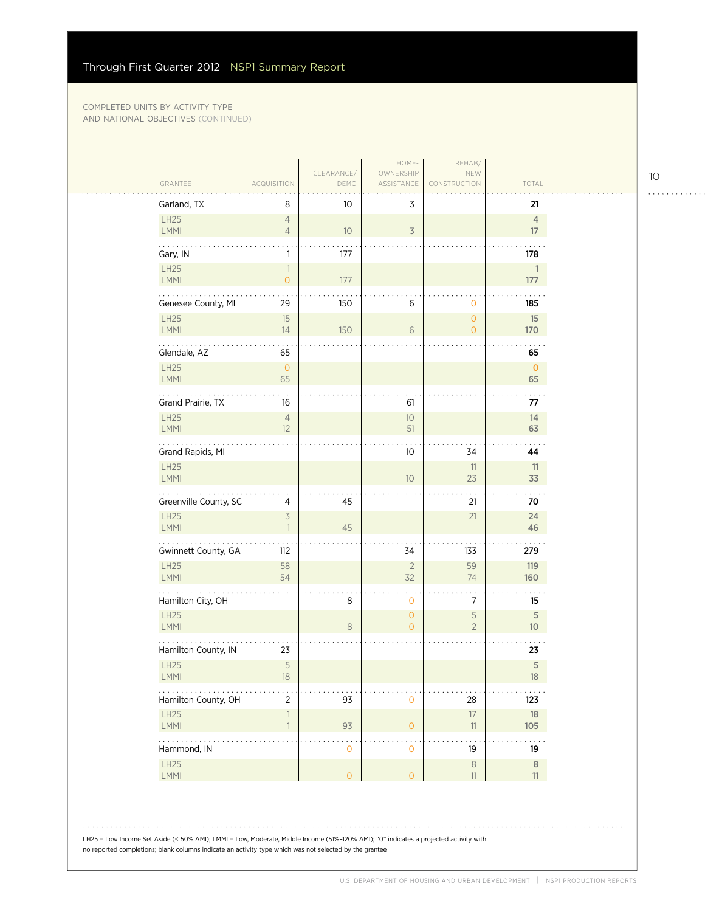COMPLETED UNITS BY ACTIVITY TYPE AND NATIONAL OBJECTIVES (CONTINUED)

| GRANTEE | ACQUISITION | CLEARANCE/ DEMO | HOME-OWNERSHIP ASSISTANCE | REHAB/ NEW CONSTRUCTION | TOTAL |
|---|---|---|---|---|---|
| **Garland, TX** | 8 | 10 | 3 | | **21** |
| LH25 | 4 | | | | 4 |
| LMMI | 4 | 10 | 3 | | 17 |
| **Gary, IN** | 1 | 177 | | | **178** |
| LH25 | 1 | | | | 1 |
| LMMI | 0 | 177 | | | 177 |
| **Genesee County, MI** | 29 | 150 | 6 | 0 | **185** |
| LH25 | 15 | | | 0 | 15 |
| LMMI | 14 | 150 | 6 | 0 | 170 |
| **Glendale, AZ** | 65 | | | | **65** |
| LH25 | 0 | | | | 0 |
| LMMI | 65 | | | | 65 |
| **Grand Prairie, TX** | 16 | | 61 | | **77** |
| LH25 | 4 | | 10 | | 14 |
| LMMI | 12 | | 51 | | 63 |
| **Grand Rapids, MI** | | | 10 | 34 | **44** |
| LH25 | | | | 11 | 11 |
| LMMI | | | 10 | 23 | 33 |
| **Greenville County, SC** | 4 | 45 | | 21 | **70** |
| LH25 | 3 | | | 21 | 24 |
| LMMI | 1 | 45 | | | 46 |
| **Gwinnett County, GA** | 112 | | 34 | 133 | **279** |
| LH25 | 58 | | 2 | 59 | 119 |
| LMMI | 54 | | 32 | 74 | 160 |
| **Hamilton City, OH** | | 8 | 0 | 7 | **15** |
| LH25 | | | 0 | 5 | 5 |
| LMMI | | 8 | 0 | 2 | 10 |
| **Hamilton County, IN** | 23 | | | | **23** |
| LH25 | 5 | | | | 5 |
| LMMI | 18 | | | | 18 |
| **Hamilton County, OH** | 2 | 93 | 0 | 28 | **123** |
| LH25 | 1 | | | 17 | 18 |
| LMMI | 1 | 93 | 0 | 11 | 105 |
| **Hammond, IN** | | 0 | 0 | 19 | **19** |
| LH25 | | | | 8 | 8 |
| LMMI | | 0 | 0 | 11 | 11 |

LH25 = Low Income Set Aside (< 50% AMI); LMMI = Low, Moderate, Middle Income (51%–120% AMI); "0" indicates a projected activity with no reported completions; blank columns indicate an activity type which was not selected by the grantee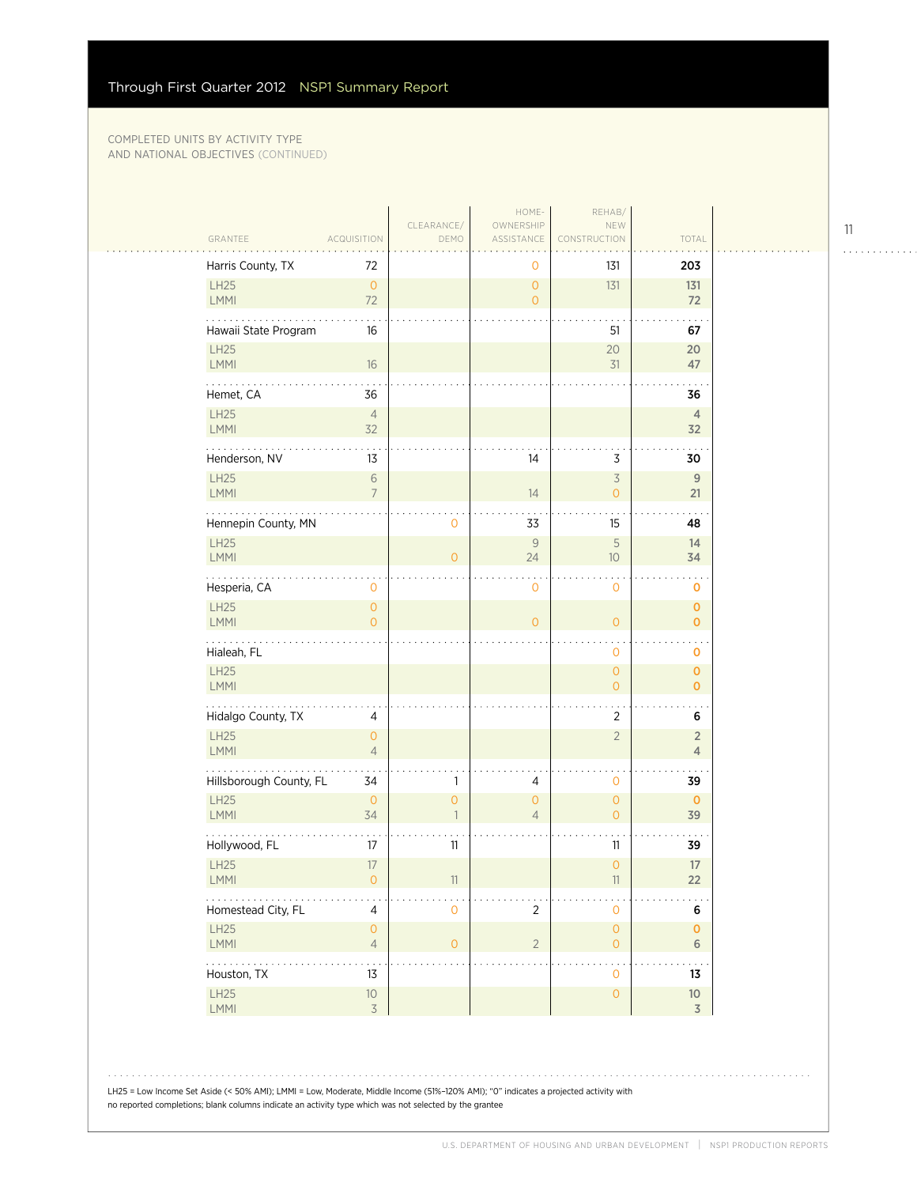COMPLETED UNITS BY ACTIVITY TYPE AND NATIONAL OBJECTIVES (CONTINUED)

| GRANTEE | ACQUISITION | CLEARANCE/ DEMO | HOME-OWNERSHIP ASSISTANCE | REHAB/ NEW CONSTRUCTION | TOTAL |
|---|---|---|---|---|---|
| **Harris County, TX** | 72 | | 0 | 131 | **203** |
| LH25 | 0 | | 0 | 131 | 131 |
| LMMI | 72 | | 0 | | 72 |
| **Hawaii State Program** | 16 | | | 51 | **67** |
| LH25 | | | | 20 | 20 |
| LMMI | 16 | | | 31 | 47 |
| **Hemet, CA** | 36 | | | | **36** |
| LH25 | 4 | | | | 4 |
| LMMI | 32 | | | | 32 |
| **Henderson, NV** | 13 | | 14 | 3 | **30** |
| LH25 | 6 | | | 3 | 9 |
| LMMI | 7 | | 14 | 0 | 21 |
| **Hennepin County, MN** | | 0 | 33 | 15 | **48** |
| LH25 | | | 9 | 5 | 14 |
| LMMI | | 0 | 24 | 10 | 34 |
| **Hesperia, CA** | 0 | | 0 | 0 | **0** |
| LH25 | 0 | | | | 0 |
| LMMI | 0 | | 0 | 0 | 0 |
| **Hialeah, FL** | | | | 0 | **0** |
| LH25 | | | | 0 | 0 |
| LMMI | | | | 0 | 0 |
| **Hidalgo County, TX** | 4 | | | 2 | **6** |
| LH25 | 0 | | | 2 | 2 |
| LMMI | 4 | | | | 4 |
| **Hillsborough County, FL** | 34 | 1 | 4 | 0 | **39** |
| LH25 | 0 | 0 | 0 | 0 | 0 |
| LMMI | 34 | 1 | 4 | 0 | 39 |
| **Hollywood, FL** | 17 | 11 | | 11 | **39** |
| LH25 | 17 | | | 0 | 17 |
| LMMI | 0 | 11 | | 11 | 22 |
| **Homestead City, FL** | 4 | 0 | 2 | 0 | **6** |
| LH25 | 0 | | | 0 | 0 |
| LMMI | 4 | 0 | 2 | 0 | 6 |
| **Houston, TX** | 13 | | | 0 | **13** |
| LH25 | 10 | | | 0 | 10 |
| LMMI | 3 | | | | 3 |

LH25 = Low Income Set Aside (< 50% AMI); LMMI = Low, Moderate, Middle Income (51%–120% AMI); "0" indicates a projected activity with no reported completions; blank columns indicate an activity type which was not selected by the grantee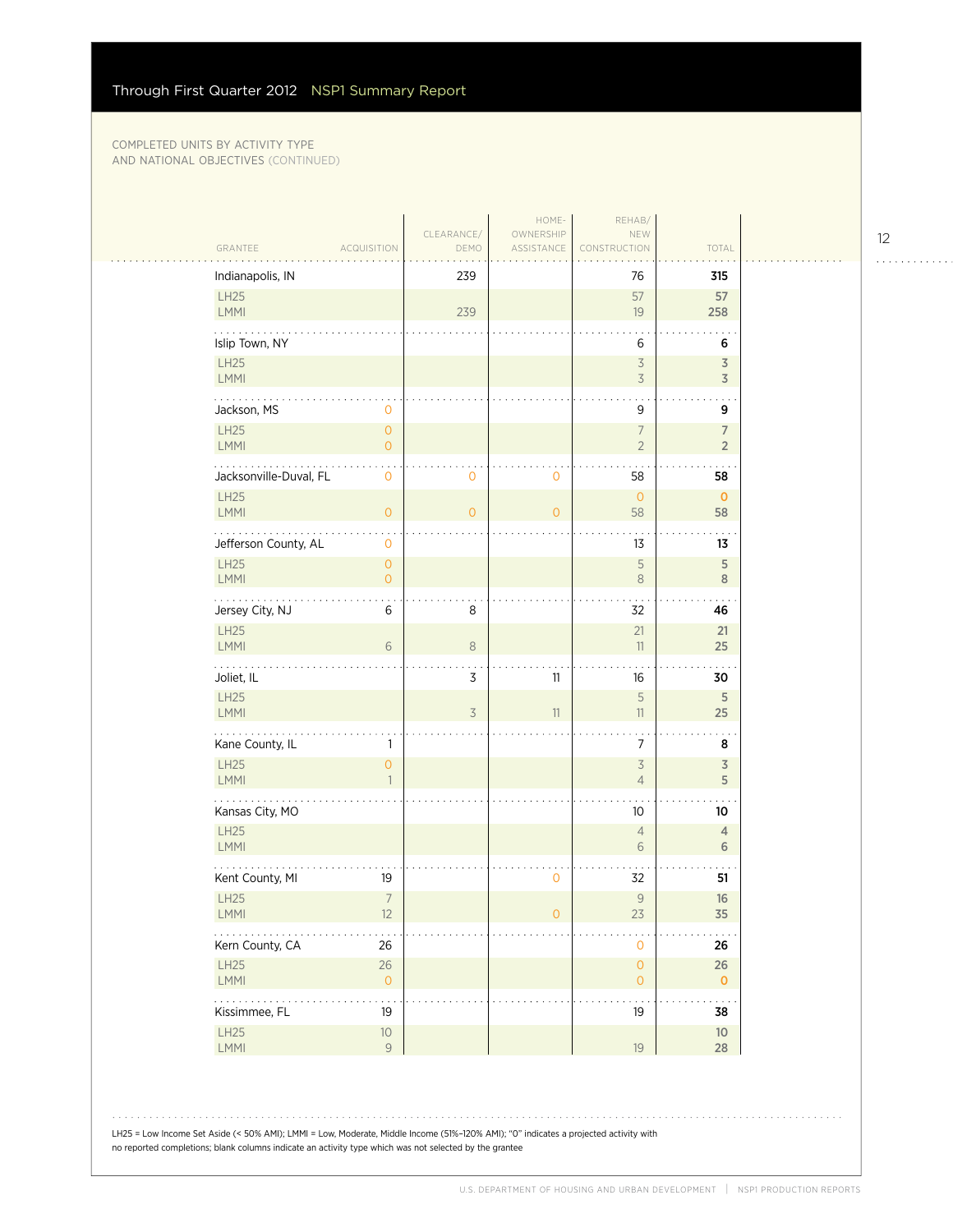COMPLETED UNITS BY ACTIVITY TYPE AND NATIONAL OBJECTIVES (CONTINUED)

| GRANTEE | ACQUISITION | CLEARANCE/ DEMO | HOME-OWNERSHIP ASSISTANCE | REHAB/ NEW CONSTRUCTION | TOTAL |
|---|---|---|---|---|---|
| Indianapolis, IN | | 239 | | 76 | 315 |
| LH25 | | | | 57 | 57 |
| LMMI | | 239 | | 19 | 258 |
| Islip Town, NY | | | | 6 | 6 |
| LH25 | | | | 3 | 3 |
| LMMI | | | | 3 | 3 |
| Jackson, MS | 0 | | | 9 | 9 |
| LH25 | 0 | | | 7 | 7 |
| LMMI | 0 | | | 2 | 2 |
| Jacksonville-Duval, FL | 0 | 0 | 0 | 58 | 58 |
| LH25 | | | | 0 | 0 |
| LMMI | 0 | 0 | 0 | 58 | 58 |
| Jefferson County, AL | 0 | | | 13 | 13 |
| LH25 | 0 | | | 5 | 5 |
| LMMI | 0 | | | 8 | 8 |
| Jersey City, NJ | 6 | 8 | | 32 | 46 |
| LH25 | | | | 21 | 21 |
| LMMI | 6 | 8 | | 11 | 25 |
| Joliet, IL | | 3 | 11 | 16 | 30 |
| LH25 | | | | 5 | 5 |
| LMMI | | 3 | 11 | 11 | 25 |
| Kane County, IL | 1 | | | 7 | 8 |
| LH25 | 0 | | | 3 | 3 |
| LMMI | 1 | | | 4 | 5 |
| Kansas City, MO | | | | 10 | 10 |
| LH25 | | | | 4 | 4 |
| LMMI | | | | 6 | 6 |
| Kent County, MI | 19 | | 0 | 32 | 51 |
| LH25 | 7 | | | 9 | 16 |
| LMMI | 12 | | 0 | 23 | 35 |
| Kern County, CA | 26 | | | 0 | 26 |
| LH25 | 26 | | | 0 | 26 |
| LMMI | 0 | | | 0 | 0 |
| Kissimmee, FL | 19 | | | 19 | 38 |
| LH25 | 10 | | | | 10 |
| LMMI | 9 | | | 19 | 28 |

LH25 = Low Income Set Aside (< 50% AMI); LMMI = Low, Moderate, Middle Income (51%–120% AMI); "0" indicates a projected activity with no reported completions; blank columns indicate an activity type which was not selected by the grantee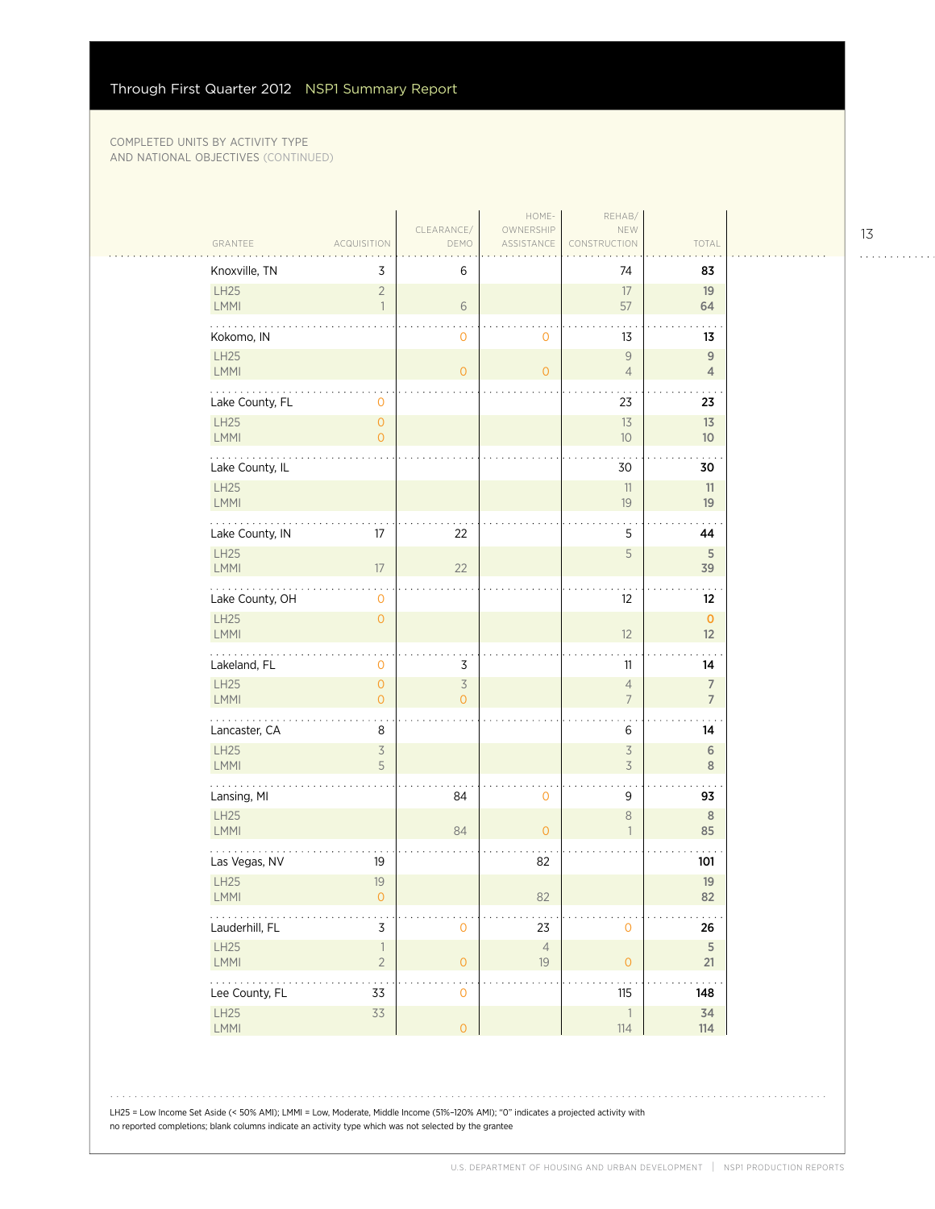COMPLETED UNITS BY ACTIVITY TYPE AND NATIONAL OBJECTIVES (CONTINUED)

| GRANTEE | ACQUISITION | CLEARANCE/ DEMO | HOME-OWNERSHIP ASSISTANCE | REHAB/ NEW CONSTRUCTION | TOTAL |
|---|---|---|---|---|---|
| **Knoxville, TN** | 3 | 6 | | 74 | **83** |
| LH25 | 2 | | | 17 | 19 |
| LMMI | 1 | 6 | | 57 | 64 |
| **Kokomo, IN** | | 0 | 0 | 13 | **13** |
| LH25 | | | | 9 | 9 |
| LMMI | | 0 | 0 | 4 | 4 |
| **Lake County, FL** | 0 | | | 23 | **23** |
| LH25 | 0 | | | 13 | 13 |
| LMMI | 0 | | | 10 | 10 |
| **Lake County, IL** | | | | 30 | **30** |
| LH25 | | | | 11 | 11 |
| LMMI | | | | 19 | 19 |
| **Lake County, IN** | 17 | 22 | | 5 | **44** |
| LH25 | | | | 5 | 5 |
| LMMI | 17 | 22 | | | 39 |
| **Lake County, OH** | 0 | | | 12 | **12** |
| LH25 | 0 | | | | 0 |
| LMMI | | | | 12 | 12 |
| **Lakeland, FL** | 0 | 3 | | 11 | **14** |
| LH25 | 0 | 3 | | 4 | 7 |
| LMMI | 0 | 0 | | 7 | 7 |
| **Lancaster, CA** | 8 | | | 6 | **14** |
| LH25 | 3 | | | 3 | 6 |
| LMMI | 5 | | | 3 | 8 |
| **Lansing, MI** | | 84 | 0 | 9 | **93** |
| LH25 | | | | 8 | 8 |
| LMMI | | 84 | 0 | 1 | 85 |
| **Las Vegas, NV** | 19 | | 82 | | **101** |
| LH25 | 19 | | | | 19 |
| LMMI | 0 | | 82 | | 82 |
| **Lauderhill, FL** | 3 | 0 | 23 | 0 | **26** |
| LH25 | 1 | | 4 | | 5 |
| LMMI | 2 | 0 | 19 | 0 | 21 |
| **Lee County, FL** | 33 | 0 | | 115 | **148** |
| LH25 | 33 | | | 1 | 34 |
| LMMI | | 0 | | 114 | 114 |

LH25 = Low Income Set Aside (< 50% AMI); LMMI = Low, Moderate, Middle Income (51%–120% AMI); "0" indicates a projected activity with no reported completions; blank columns indicate an activity type which was not selected by the grantee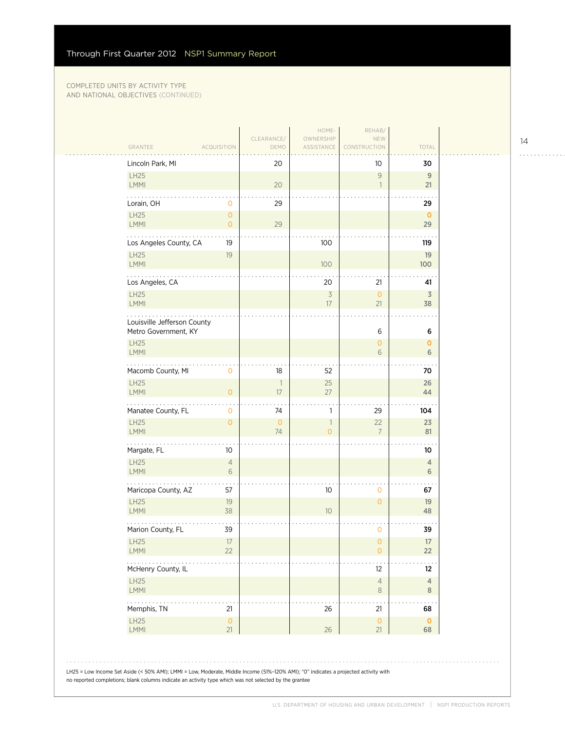COMPLETED UNITS BY ACTIVITY TYPE AND NATIONAL OBJECTIVES (CONTINUED)

| GRANTEE | ACQUISITION | CLEARANCE/ DEMO | HOME-OWNERSHIP ASSISTANCE | REHAB/ NEW CONSTRUCTION | TOTAL |
|---|---|---|---|---|---|
| Lincoln Park, MI | | 20 | | 10 | 30 |
| LH25 | | | | 9 | 9 |
| LMMI | | 20 | | 1 | 21 |
| Lorain, OH | 0 | 29 | | | 29 |
| LH25 | 0 | | | | 0 |
| LMMI | 0 | 29 | | | 29 |
| Los Angeles County, CA | 19 | | 100 | | 119 |
| LH25 | 19 | | | | 19 |
| LMMI | | | 100 | | 100 |
| Los Angeles, CA | | | 20 | 21 | 41 |
| LH25 | | | 3 | 0 | 3 |
| LMMI | | | 17 | 21 | 38 |
| Louisville Jefferson County Metro Government, KY | | | | 6 | 6 |
| LH25 | | | | 0 | 0 |
| LMMI | | | | 6 | 6 |
| Macomb County, MI | 0 | 18 | 52 | | 70 |
| LH25 | | 1 | 25 | | 26 |
| LMMI | 0 | 17 | 27 | | 44 |
| Manatee County, FL | 0 | 74 | 1 | 29 | 104 |
| LH25 | 0 | 0 | 1 | 22 | 23 |
| LMMI | | 74 | 0 | 7 | 81 |
| Margate, FL | 10 | | | | 10 |
| LH25 | 4 | | | | 4 |
| LMMI | 6 | | | | 6 |
| Maricopa County, AZ | 57 | | 10 | 0 | 67 |
| LH25 | 19 | | | 0 | 19 |
| LMMI | 38 | | 10 | | 48 |
| Marion County, FL | 39 | | | 0 | 39 |
| LH25 | 17 | | | 0 | 17 |
| LMMI | 22 | | | 0 | 22 |
| McHenry County, IL | | | | 12 | 12 |
| LH25 | | | | 4 | 4 |
| LMMI | | | | 8 | 8 |
| Memphis, TN | 21 | | 26 | 21 | 68 |
| LH25 | 0 | | | 0 | 0 |
| LMMI | 21 | | 26 | 21 | 68 |

LH25 = Low Income Set Aside (< 50% AMI); LMMI = Low, Moderate, Middle Income (51%–120% AMI); "0" indicates a projected activity with no reported completions; blank columns indicate an activity type which was not selected by the grantee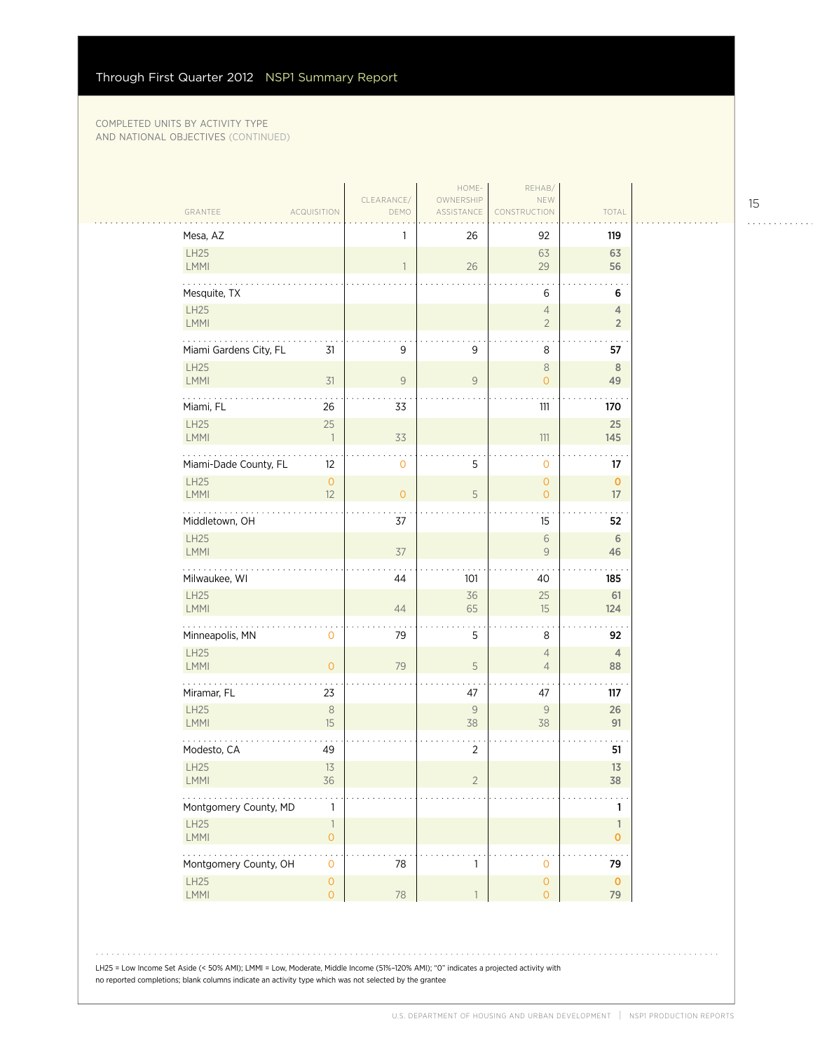## COMPLETED UNITS BY ACTIVITY TYPE AND NATIONAL OBJECTIVES (CONTINUED)

| GRANTEE | ACQUISITION | CLEARANCE/ DEMO | HOME-OWNERSHIP ASSISTANCE | REHAB/ NEW CONSTRUCTION | TOTAL |
|---|---|---|---|---|---|
| Mesa, AZ | | 1 | 26 | 92 | **119** |
| LH25 | | | | 63 | **63** |
| LMMI | | 1 | 26 | 29 | **56** |
| Mesquite, TX | | | | 6 | **6** |
| LH25 | | | | 4 | **4** |
| LMMI | | | | 2 | **2** |
| Miami Gardens City, FL | 31 | 9 | 9 | 8 | **57** |
| LH25 | | | | 8 | **8** |
| LMMI | 31 | 9 | 9 | 0 | **49** |
| Miami, FL | 26 | 33 | | 111 | **170** |
| LH25 | 25 | | | | **25** |
| LMMI | 1 | 33 | | 111 | **145** |
| Miami-Dade County, FL | 12 | 0 | 5 | 0 | **17** |
| LH25 | 0 | | | 0 | **0** |
| LMMI | 12 | 0 | 5 | 0 | **17** |
| Middletown, OH | | 37 | | 15 | **52** |
| LH25 | | | | 6 | **6** |
| LMMI | | 37 | | 9 | **46** |
| Milwaukee, WI | | 44 | 101 | 40 | **185** |
| LH25 | | | 36 | 25 | **61** |
| LMMI | | 44 | 65 | 15 | **124** |
| Minneapolis, MN | 0 | 79 | 5 | 8 | **92** |
| LH25 | | | | 4 | **4** |
| LMMI | 0 | 79 | 5 | 4 | **88** |
| Miramar, FL | 23 | | 47 | 47 | **117** |
| LH25 | 8 | | 9 | 9 | **26** |
| LMMI | 15 | | 38 | 38 | **91** |
| Modesto, CA | 49 | | 2 | | **51** |
| LH25 | 13 | | | | **13** |
| LMMI | 36 | | 2 | | **38** |
| Montgomery County, MD | 1 | | | | **1** |
| LH25 | 1 | | | | **1** |
| LMMI | 0 | | | | **0** |
| Montgomery County, OH | 0 | 78 | 1 | 0 | **79** |
| LH25 | 0 | | | 0 | **0** |
| LMMI | 0 | 78 | 1 | 0 | **79** |

LH25 = Low Income Set Aside (< 50% AMI); LMMI = Low, Moderate, Middle Income (51%–120% AMI); "0" indicates a projected activity with no reported completions; blank columns indicate an activity type which was not selected by the grantee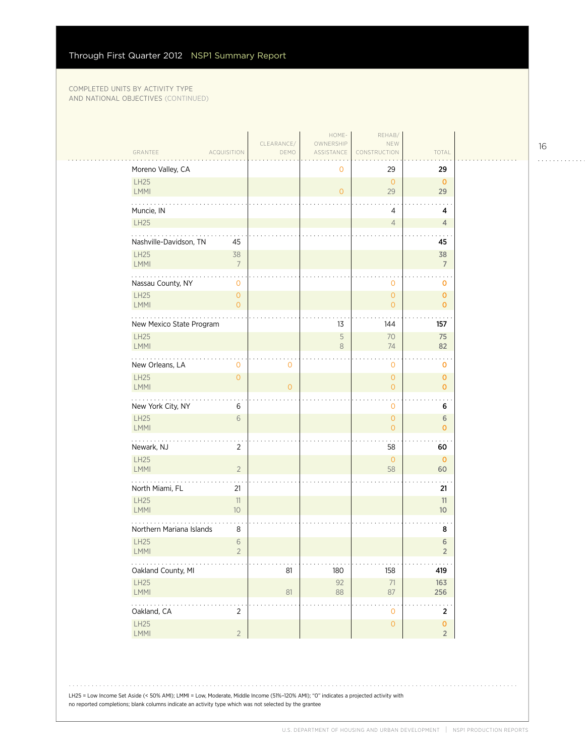COMPLETED UNITS BY ACTIVITY TYPE AND NATIONAL OBJECTIVES (CONTINUED)

| GRANTEE | ACQUISITION | CLEARANCE/ DEMO | HOME-OWNERSHIP ASSISTANCE | REHAB/ NEW CONSTRUCTION | TOTAL |
|---|---|---|---|---|---|
| Moreno Valley, CA | | | 0 | 29 | **29** |
| LH25 | | | | 0 | **0** |
| LMMI | | | 0 | 29 | **29** |
| Muncie, IN | | | | 4 | **4** |
| LH25 | | | | 4 | **4** |
| Nashville-Davidson, TN | 45 | | | | **45** |
| LH25 | 38 | | | | **38** |
| LMMI | 7 | | | | **7** |
| Nassau County, NY | 0 | | | 0 | **0** |
| LH25 | 0 | | | 0 | **0** |
| LMMI | 0 | | | 0 | **0** |
| New Mexico State Program | | | 13 | 144 | **157** |
| LH25 | | | 5 | 70 | **75** |
| LMMI | | | 8 | 74 | **82** |
| New Orleans, LA | 0 | 0 | | 0 | **0** |
| LH25 | 0 | | | 0 | **0** |
| LMMI | | 0 | | 0 | **0** |
| New York City, NY | 6 | | | 0 | **6** |
| LH25 | 6 | | | 0 | **6** |
| LMMI | | | | 0 | **0** |
| Newark, NJ | 2 | | | 58 | **60** |
| LH25 | | | | 0 | **0** |
| LMMI | 2 | | | 58 | **60** |
| North Miami, FL | 21 | | | | **21** |
| LH25 | 11 | | | | **11** |
| LMMI | 10 | | | | **10** |
| Northern Mariana Islands | 8 | | | | **8** |
| LH25 | 6 | | | | **6** |
| LMMI | 2 | | | | **2** |
| Oakland County, MI | | 81 | 180 | 158 | **419** |
| LH25 | | | 92 | 71 | **163** |
| LMMI | | 81 | 88 | 87 | **256** |
| Oakland, CA | 2 | | | 0 | **2** |
| LH25 | | | | 0 | **0** |
| LMMI | 2 | | | | **2** |

LH25 = Low Income Set Aside (< 50% AMI); LMMI = Low, Moderate, Middle Income (51%–120% AMI); "0" indicates a projected activity with no reported completions; blank columns indicate an activity type which was not selected by the grantee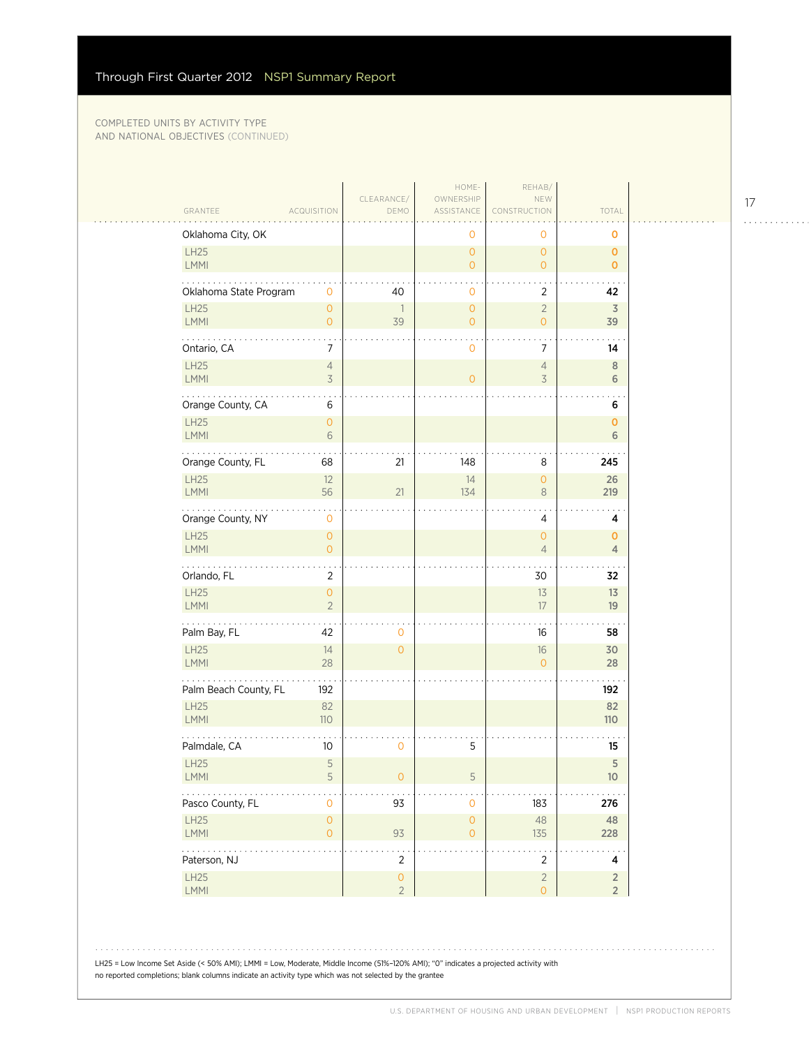COMPLETED UNITS BY ACTIVITY TYPE AND NATIONAL OBJECTIVES (CONTINUED)

| GRANTEE | ACQUISITION | CLEARANCE/ DEMO | HOME-OWNERSHIP ASSISTANCE | REHAB/ NEW CONSTRUCTION | TOTAL |
|---|---|---|---|---|---|
| **Oklahoma City, OK** | | | 0 | 0 | **0** |
| LH25 | | | 0 | 0 | 0 |
| LMMI | | | 0 | 0 | 0 |
| **Oklahoma State Program** | 0 | 40 | 0 | 2 | **42** |
| LH25 | 0 | 1 | 0 | 2 | 3 |
| LMMI | 0 | 39 | 0 | 0 | 39 |
| **Ontario, CA** | 7 | | 0 | 7 | **14** |
| LH25 | 4 | | | 4 | 8 |
| LMMI | 3 | | 0 | 3 | 6 |
| **Orange County, CA** | 6 | | | | **6** |
| LH25 | 0 | | | | 0 |
| LMMI | 6 | | | | 6 |
| **Orange County, FL** | 68 | 21 | 148 | 8 | **245** |
| LH25 | 12 | | 14 | 0 | 26 |
| LMMI | 56 | 21 | 134 | 8 | 219 |
| **Orange County, NY** | 0 | | | 4 | **4** |
| LH25 | 0 | | | 0 | 0 |
| LMMI | 0 | | | 4 | 4 |
| **Orlando, FL** | 2 | | | 30 | **32** |
| LH25 | 0 | | | 13 | 13 |
| LMMI | 2 | | | 17 | 19 |
| **Palm Bay, FL** | 42 | 0 | | 16 | **58** |
| LH25 | 14 | 0 | | 16 | 30 |
| LMMI | 28 | | | 0 | 28 |
| **Palm Beach County, FL** | 192 | | | | **192** |
| LH25 | 82 | | | | 82 |
| LMMI | 110 | | | | 110 |
| **Palmdale, CA** | 10 | 0 | 5 | | **15** |
| LH25 | 5 | | | | 5 |
| LMMI | 5 | 0 | 5 | | 10 |
| **Pasco County, FL** | 0 | 93 | 0 | 183 | **276** |
| LH25 | 0 | | 0 | 48 | 48 |
| LMMI | 0 | 93 | 0 | 135 | 228 |
| **Paterson, NJ** | | 2 | | 2 | **4** |
| LH25 | | 0 | | 2 | 2 |
| LMMI | | 2 | | 0 | 2 |

LH25 = Low Income Set Aside (< 50% AMI); LMMI = Low, Moderate, Middle Income (51%–120% AMI); "0" indicates a projected activity with no reported completions; blank columns indicate an activity type which was not selected by the grantee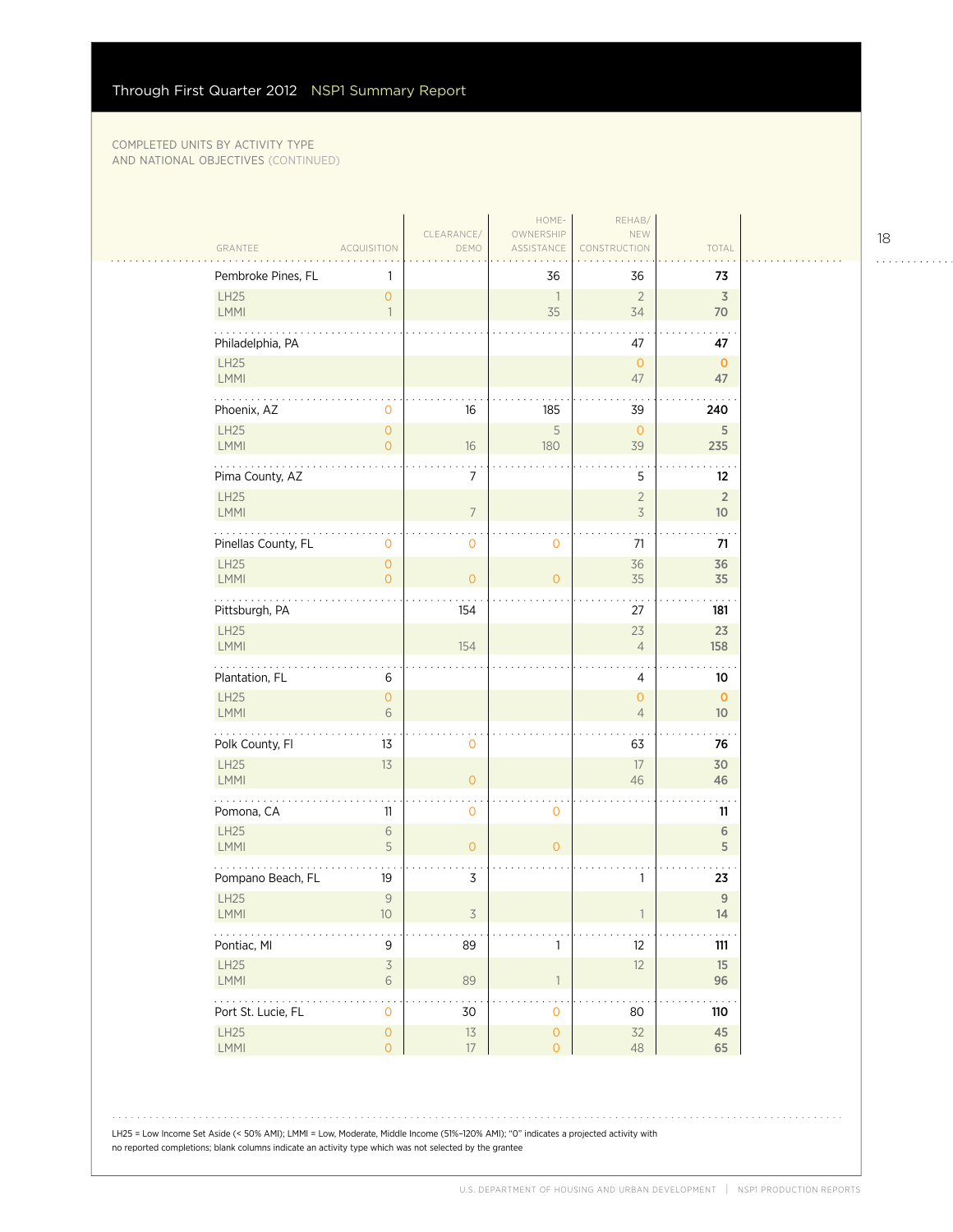COMPLETED UNITS BY ACTIVITY TYPE AND NATIONAL OBJECTIVES (CONTINUED)

| GRANTEE | ACQUISITION | CLEARANCE/ DEMO | HOME-OWNERSHIP ASSISTANCE | REHAB/ NEW CONSTRUCTION | TOTAL |
|---|---|---|---|---|---|
| **Pembroke Pines, FL** | 1 | | 36 | 36 | **73** |
| LH25 | 0 | | 1 | 2 | **3** |
| LMMI | 1 | | 35 | 34 | **70** |
| **Philadelphia, PA** | | | | 47 | **47** |
| LH25 | | | | 0 | **0** |
| LMMI | | | | 47 | **47** |
| **Phoenix, AZ** | 0 | 16 | 185 | 39 | **240** |
| LH25 | 0 | | 5 | 0 | **5** |
| LMMI | 0 | 16 | 180 | 39 | **235** |
| **Pima County, AZ** | | 7 | | 5 | **12** |
| LH25 | | | | 2 | **2** |
| LMMI | | 7 | | 3 | **10** |
| **Pinellas County, FL** | 0 | 0 | 0 | 71 | **71** |
| LH25 | 0 | | | 36 | **36** |
| LMMI | 0 | 0 | 0 | 35 | **35** |
| **Pittsburgh, PA** | | 154 | | 27 | **181** |
| LH25 | | | | 23 | **23** |
| LMMI | | 154 | | 4 | **158** |
| **Plantation, FL** | 6 | | | 4 | **10** |
| LH25 | 0 | | | 0 | **0** |
| LMMI | 6 | | | 4 | **10** |
| **Polk County, Fl** | 13 | 0 | | 63 | **76** |
| LH25 | 13 | | | 17 | **30** |
| LMMI | | 0 | | 46 | **46** |
| **Pomona, CA** | 11 | 0 | 0 | | **11** |
| LH25 | 6 | | | | **6** |
| LMMI | 5 | 0 | 0 | | **5** |
| **Pompano Beach, FL** | 19 | 3 | | 1 | **23** |
| LH25 | 9 | | | | **9** |
| LMMI | 10 | 3 | | 1 | **14** |
| **Pontiac, MI** | 9 | 89 | 1 | 12 | **111** |
| LH25 | 3 | | | 12 | **15** |
| LMMI | 6 | 89 | 1 | | **96** |
| **Port St. Lucie, FL** | 0 | 30 | 0 | 80 | **110** |
| LH25 | 0 | 13 | 0 | 32 | **45** |
| LMMI | 0 | 17 | 0 | 48 | **65** |

LH25 = Low Income Set Aside (< 50% AMI); LMMI = Low, Moderate, Middle Income (51%–120% AMI); "0" indicates a projected activity with no reported completions; blank columns indicate an activity type which was not selected by the grantee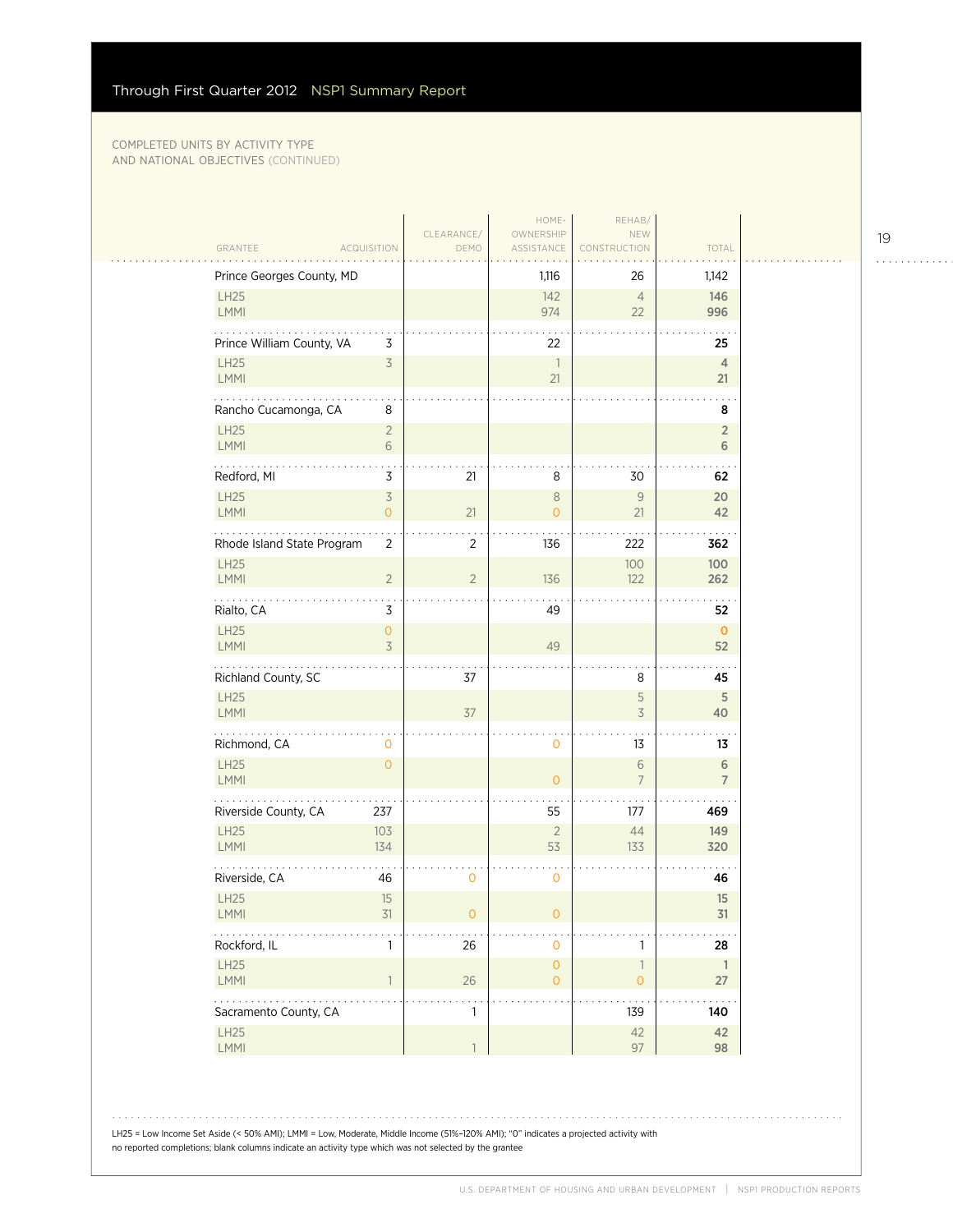COMPLETED UNITS BY ACTIVITY TYPE AND NATIONAL OBJECTIVES (CONTINUED)

| GRANTEE | ACQUISITION | CLEARANCE/ DEMO | HOME-OWNERSHIP ASSISTANCE | REHAB/ NEW CONSTRUCTION | TOTAL |
|---|---|---|---|---|---|
| Prince Georges County, MD | | | 1,116 | 26 | 1,142 |
| LH25 | | | 142 | 4 | 146 |
| LMMI | | | 974 | 22 | 996 |
| Prince William County, VA | 3 | | 22 | | 25 |
| LH25 | 3 | | 1 | | 4 |
| LMMI | | | 21 | | 21 |
| Rancho Cucamonga, CA | 8 | | | | 8 |
| LH25 | 2 | | | | 2 |
| LMMI | 6 | | | | 6 |
| Redford, MI | 3 | 21 | 8 | 30 | 62 |
| LH25 | 3 | | 8 | 9 | 20 |
| LMMI | 0 | 21 | 0 | 21 | 42 |
| Rhode Island State Program | 2 | 2 | 136 | 222 | 362 |
| LH25 | | | | 100 | 100 |
| LMMI | 2 | 2 | 136 | 122 | 262 |
| Rialto, CA | 3 | | 49 | | 52 |
| LH25 | 0 | | | | 0 |
| LMMI | 3 | | 49 | | 52 |
| Richland County, SC | | 37 | | 8 | 45 |
| LH25 | | | | 5 | 5 |
| LMMI | | 37 | | 3 | 40 |
| Richmond, CA | 0 | | 0 | 13 | 13 |
| LH25 | 0 | | | 6 | 6 |
| LMMI | | | 0 | 7 | 7 |
| Riverside County, CA | 237 | | 55 | 177 | 469 |
| LH25 | 103 | | 2 | 44 | 149 |
| LMMI | 134 | | 53 | 133 | 320 |
| Riverside, CA | 46 | 0 | 0 | | 46 |
| LH25 | 15 | | | | 15 |
| LMMI | 31 | 0 | 0 | | 31 |
| Rockford, IL | 1 | 26 | 0 | 1 | 28 |
| LH25 | | | 0 | 1 | 1 |
| LMMI | 1 | 26 | 0 | 0 | 27 |
| Sacramento County, CA | | 1 | | 139 | 140 |
| LH25 | | | | 42 | 42 |
| LMMI | | 1 | | 97 | 98 |

LH25 = Low Income Set Aside (< 50% AMI); LMMI = Low, Moderate, Middle Income (51%–120% AMI); "0" indicates a projected activity with no reported completions; blank columns indicate an activity type which was not selected by the grantee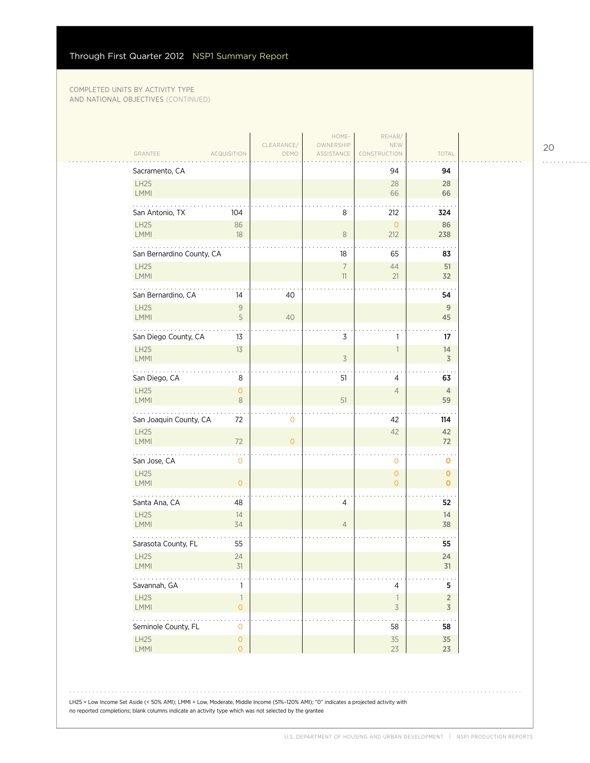COMPLETED UNITS BY ACTIVITY TYPE AND NATIONAL OBJECTIVES (CONTINUED)

| GRANTEE | ACQUISITION | CLEARANCE/ DEMO | HOME-OWNERSHIP ASSISTANCE | REHAB/ NEW CONSTRUCTION | TOTAL |
|---|---|---|---|---|---|
| **Sacramento, CA** | | | | 94 | **94** |
| LH25 | | | | 28 | **28** |
| LMMI | | | | 66 | **66** |
| **San Antonio, TX** | 104 | | 8 | 212 | **324** |
| LH25 | 86 | | | 0 | **86** |
| LMMI | 18 | | 8 | 212 | **238** |
| **San Bernardino County, CA** | | | 18 | 65 | **83** |
| LH25 | | | 7 | 44 | **51** |
| LMMI | | | 11 | 21 | **32** |
| **San Bernardino, CA** | 14 | 40 | | | **54** |
| LH25 | 9 | | | | **9** |
| LMMI | 5 | 40 | | | **45** |
| **San Diego County, CA** | 13 | | 3 | 1 | **17** |
| LH25 | 13 | | | 1 | **14** |
| LMMI | | | 3 | | **3** |
| **San Diego, CA** | 8 | | 51 | 4 | **63** |
| LH25 | 0 | | | 4 | **4** |
| LMMI | 8 | | 51 | | **59** |
| **San Joaquin County, CA** | 72 | 0 | | 42 | **114** |
| LH25 | | | | 42 | **42** |
| LMMI | 72 | 0 | | | **72** |
| **San Jose, CA** | 0 | | | 0 | **0** |
| LH25 | | | | 0 | **0** |
| LMMI | 0 | | | 0 | **0** |
| **Santa Ana, CA** | 48 | | 4 | | **52** |
| LH25 | 14 | | | | **14** |
| LMMI | 34 | | 4 | | **38** |
| **Sarasota County, FL** | 55 | | | | **55** |
| LH25 | 24 | | | | **24** |
| LMMI | 31 | | | | **31** |
| **Savannah, GA** | 1 | | | 4 | **5** |
| LH25 | 1 | | | 1 | **2** |
| LMMI | 0 | | | 3 | **3** |
| **Seminole County, FL** | 0 | | | 58 | **58** |
| LH25 | 0 | | | 35 | **35** |
| LMMI | 0 | | | 23 | **23** |

LH25 = Low Income Set Aside (< 50% AMI); LMMI = Low, Moderate, Middle Income (51%–120% AMI); "0" indicates a projected activity with no reported completions; blank columns indicate an activity type which was not selected by the grantee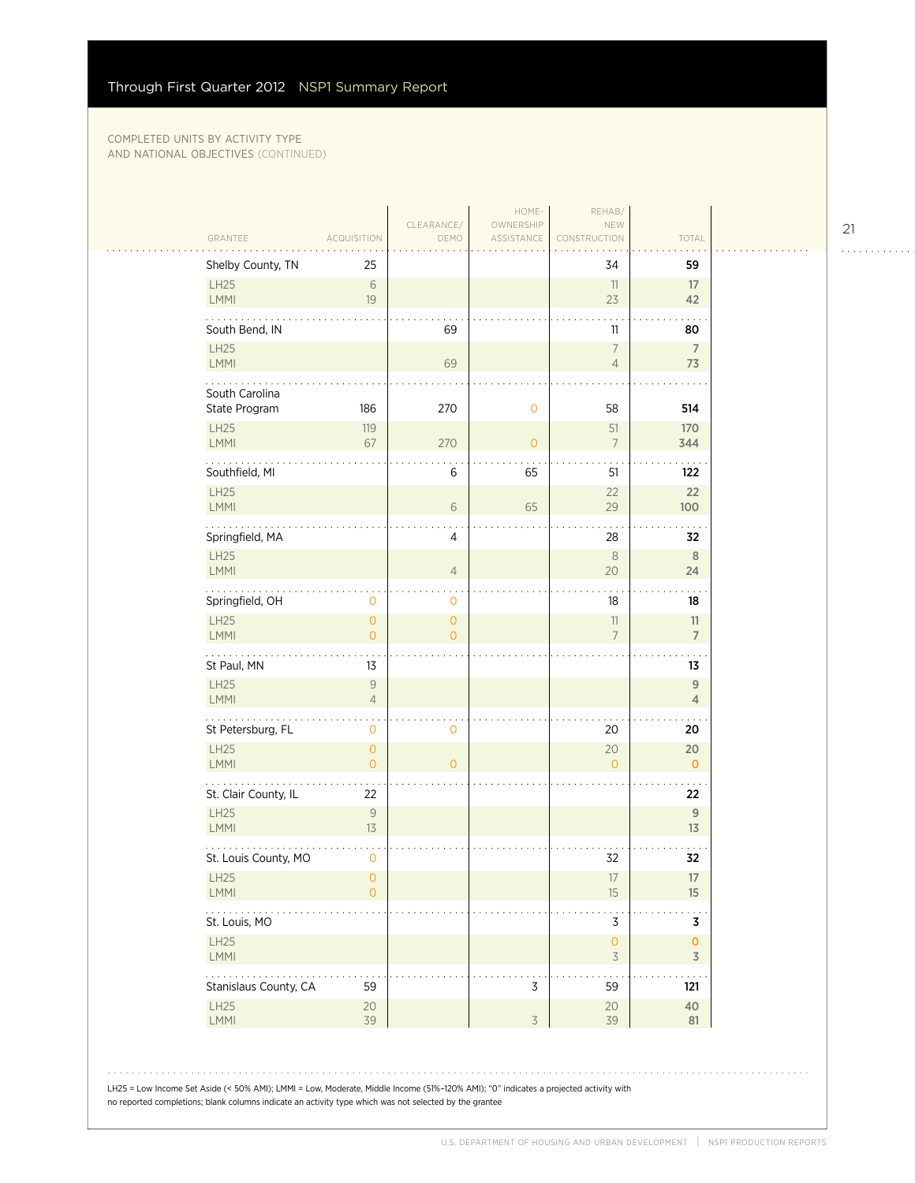COMPLETED UNITS BY ACTIVITY TYPE AND NATIONAL OBJECTIVES (CONTINUED)

| GRANTEE | ACQUISITION | CLEARANCE/ DEMO | HOME- OWNERSHIP ASSISTANCE | REHAB/ NEW CONSTRUCTION | TOTAL |
|---|---|---|---|---|---|
| Shelby County, TN | 25 | | | 34 | 59 |
| LH25 | 6 | | | 11 | 17 |
| LMMI | 19 | | | 23 | 42 |
| South Bend, IN | | 69 | | 11 | 80 |
| LH25 | | | | 7 | 7 |
| LMMI | | 69 | | 4 | 73 |
| South Carolina State Program | 186 | 270 | 0 | 58 | 514 |
| LH25 | 119 | | | 51 | 170 |
| LMMI | 67 | 270 | 0 | 7 | 344 |
| Southfield, MI | | 6 | 65 | 51 | 122 |
| LH25 | | | | 22 | 22 |
| LMMI | | 6 | 65 | 29 | 100 |
| Springfield, MA | | 4 | | 28 | 32 |
| LH25 | | | | 8 | 8 |
| LMMI | | 4 | | 20 | 24 |
| Springfield, OH | 0 | 0 | | 18 | 18 |
| LH25 | 0 | 0 | | 11 | 11 |
| LMMI | 0 | 0 | | 7 | 7 |
| St Paul, MN | 13 | | | | 13 |
| LH25 | 9 | | | | 9 |
| LMMI | 4 | | | | 4 |
| St Petersburg, FL | 0 | 0 | | 20 | 20 |
| LH25 | 0 | | | 20 | 20 |
| LMMI | 0 | 0 | | 0 | 0 |
| St. Clair County, IL | 22 | | | | 22 |
| LH25 | 9 | | | | 9 |
| LMMI | 13 | | | | 13 |
| St. Louis County, MO | 0 | | | 32 | 32 |
| LH25 | 0 | | | 17 | 17 |
| LMMI | 0 | | | 15 | 15 |
| St. Louis, MO | | | | 3 | 3 |
| LH25 | | | | 0 | 0 |
| LMMI | | | | 3 | 3 |
| Stanislaus County, CA | 59 | | 3 | 59 | 121 |
| LH25 | 20 | | | 20 | 40 |
| LMMI | 39 | | 3 | 39 | 81 |

LH25 = Low Income Set Aside (< 50% AMI); LMMI = Low, Moderate, Middle Income (51%–120% AMI); "0" indicates a projected activity with no reported completions; blank columns indicate an activity type which was not selected by the grantee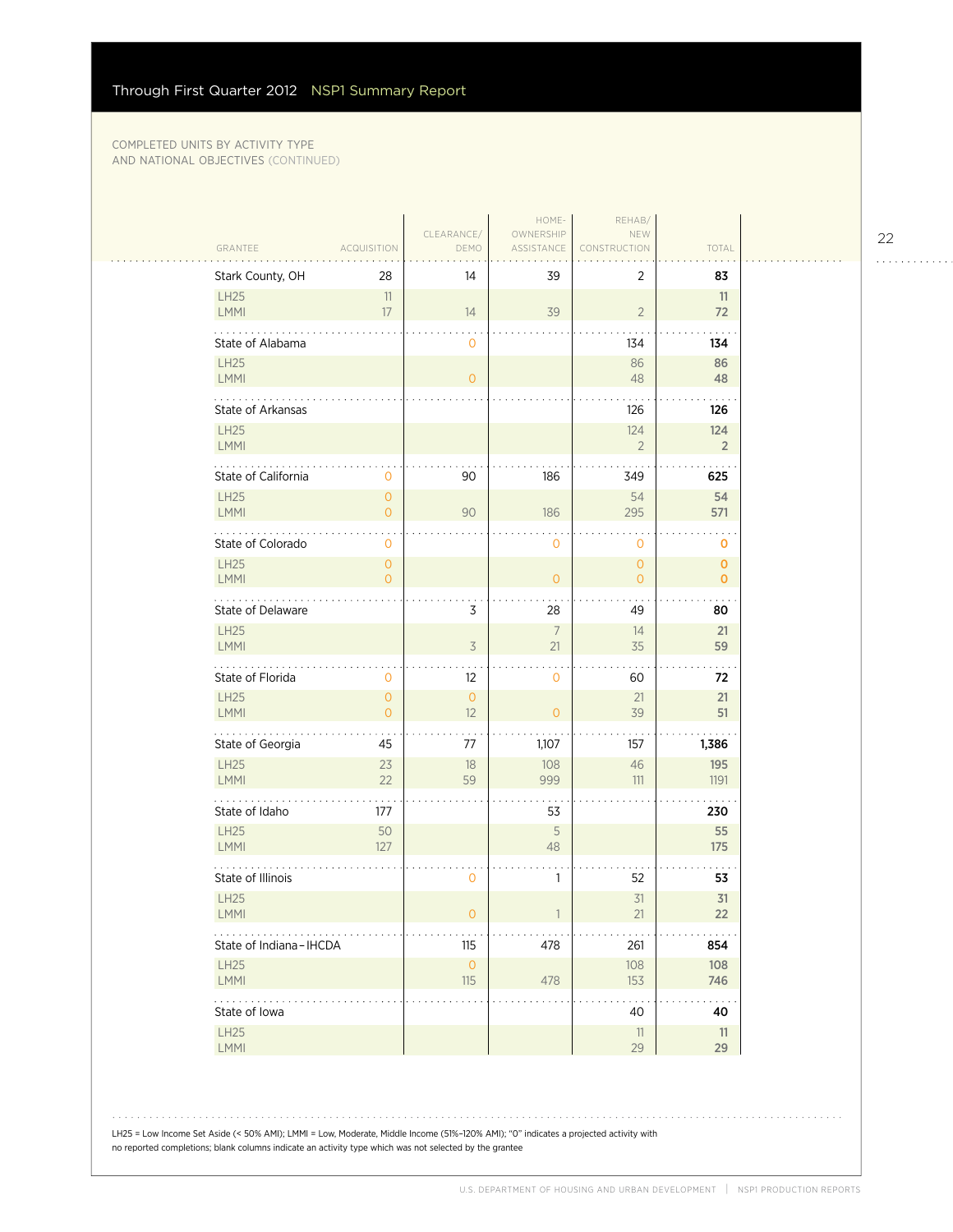COMPLETED UNITS BY ACTIVITY TYPE AND NATIONAL OBJECTIVES (CONTINUED)

| GRANTEE | ACQUISITION | CLEARANCE/ DEMO | HOME-OWNERSHIP ASSISTANCE | REHAB/ NEW CONSTRUCTION | TOTAL |
|---|---|---|---|---|---|
| **Stark County, OH** | 28 | 14 | 39 | 2 | **83** |
| LH25 | 11 | | | | 11 |
| LMMI | 17 | 14 | 39 | 2 | 72 |
| **State of Alabama** | | 0 | | 134 | **134** |
| LH25 | | | | 86 | 86 |
| LMMI | | 0 | | 48 | 48 |
| **State of Arkansas** | | | | 126 | **126** |
| LH25 | | | | 124 | 124 |
| LMMI | | | | 2 | 2 |
| **State of California** | 0 | 90 | 186 | 349 | **625** |
| LH25 | 0 | | | 54 | 54 |
| LMMI | 0 | 90 | 186 | 295 | 571 |
| **State of Colorado** | 0 | | 0 | 0 | **0** |
| LH25 | 0 | | | 0 | 0 |
| LMMI | 0 | | 0 | 0 | 0 |
| **State of Delaware** | | 3 | 28 | 49 | **80** |
| LH25 | | | 7 | 14 | 21 |
| LMMI | | 3 | 21 | 35 | 59 |
| **State of Florida** | 0 | 12 | 0 | 60 | **72** |
| LH25 | 0 | 0 | | 21 | 21 |
| LMMI | 0 | 12 | 0 | 39 | 51 |
| **State of Georgia** | 45 | 77 | 1,107 | 157 | **1,386** |
| LH25 | 23 | 18 | 108 | 46 | 195 |
| LMMI | 22 | 59 | 999 | 111 | 1191 |
| **State of Idaho** | 177 | | 53 | | **230** |
| LH25 | 50 | | 5 | | 55 |
| LMMI | 127 | | 48 | | 175 |
| **State of Illinois** | | 0 | 1 | 52 | **53** |
| LH25 | | | | 31 | 31 |
| LMMI | | 0 | 1 | 21 | 22 |
| **State of Indiana – IHCDA** | | 115 | 478 | 261 | **854** |
| LH25 | | 0 | | 108 | 108 |
| LMMI | | 115 | 478 | 153 | 746 |
| **State of Iowa** | | | | 40 | **40** |
| LH25 | | | | 11 | 11 |
| LMMI | | | | 29 | 29 |

LH25 = Low Income Set Aside (< 50% AMI); LMMI = Low, Moderate, Middle Income (51%–120% AMI); "0" indicates a projected activity with no reported completions; blank columns indicate an activity type which was not selected by the grantee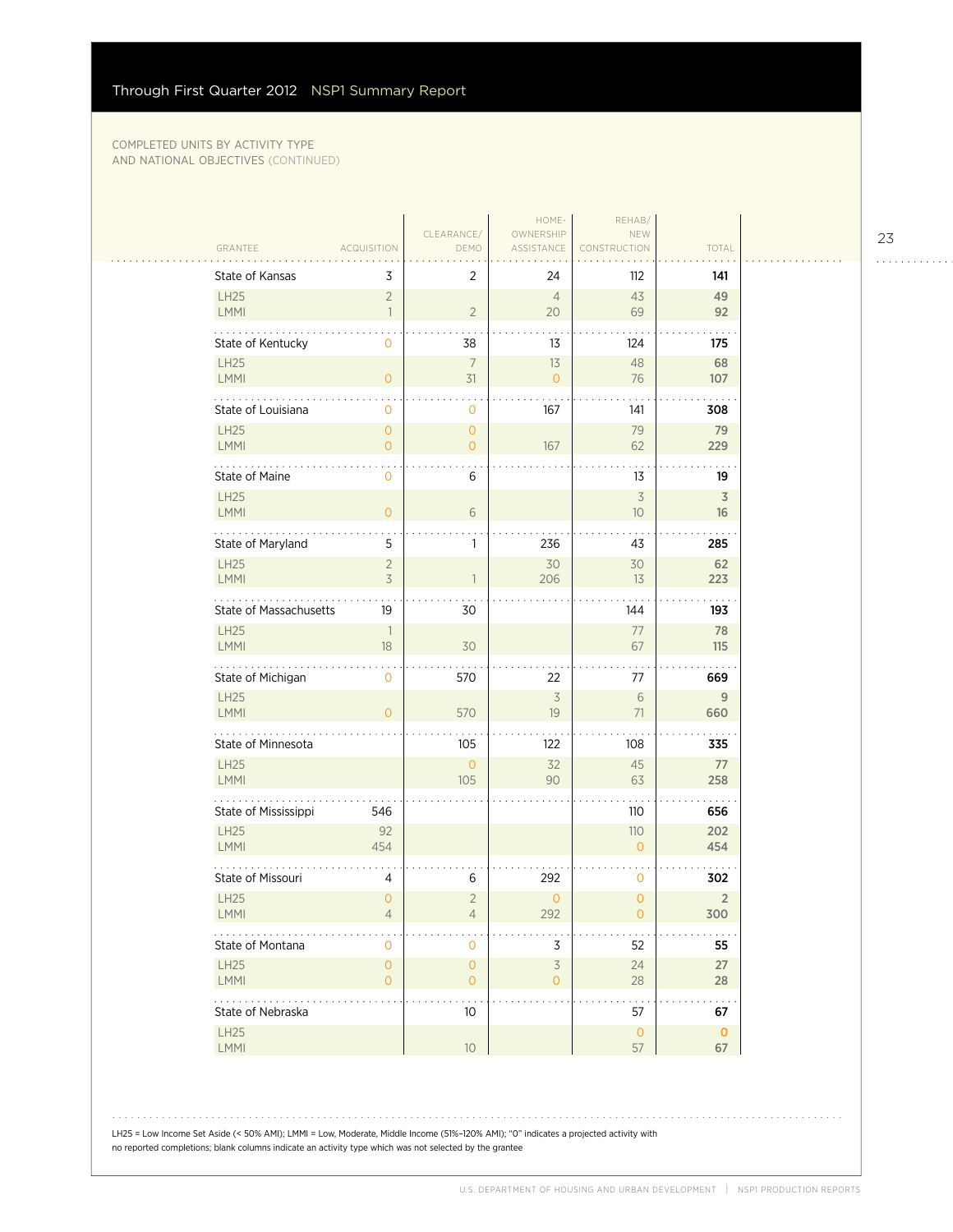Through First Quarter 2012 NSP1 Summary Report

COMPLETED UNITS BY ACTIVITY TYPE AND NATIONAL OBJECTIVES (CONTINUED)

| GRANTEE | ACQUISITION | CLEARANCE/ DEMO | HOME-OWNERSHIP ASSISTANCE | REHAB/ NEW CONSTRUCTION | TOTAL |
|---|---|---|---|---|---|
| State of Kansas | 3 | 2 | 24 | 112 | **141** |
| LH25 | 2 | | 4 | 43 | **49** |
| LMMI | 1 | 2 | 20 | 69 | **92** |
| State of Kentucky | 0 | 38 | 13 | 124 | **175** |
| LH25 | | 7 | 13 | 48 | **68** |
| LMMI | 0 | 31 | 0 | 76 | **107** |
| State of Louisiana | 0 | 0 | 167 | 141 | **308** |
| LH25 | 0 | 0 | | 79 | **79** |
| LMMI | 0 | 0 | 167 | 62 | **229** |
| State of Maine | 0 | 6 | | 13 | **19** |
| LH25 | | | | 3 | **3** |
| LMMI | 0 | 6 | | 10 | **16** |
| State of Maryland | 5 | 1 | 236 | 43 | **285** |
| LH25 | 2 | | 30 | 30 | **62** |
| LMMI | 3 | 1 | 206 | 13 | **223** |
| State of Massachusetts | 19 | 30 | | 144 | **193** |
| LH25 | 1 | | | 77 | **78** |
| LMMI | 18 | 30 | | 67 | **115** |
| State of Michigan | 0 | 570 | 22 | 77 | **669** |
| LH25 | | | 3 | 6 | **9** |
| LMMI | 0 | 570 | 19 | 71 | **660** |
| State of Minnesota | | 105 | 122 | 108 | **335** |
| LH25 | | 0 | 32 | 45 | **77** |
| LMMI | | 105 | 90 | 63 | **258** |
| State of Mississippi | 546 | | | 110 | **656** |
| LH25 | 92 | | | 110 | **202** |
| LMMI | 454 | | | 0 | **454** |
| State of Missouri | 4 | 6 | 292 | 0 | **302** |
| LH25 | 0 | 2 | 0 | 0 | **2** |
| LMMI | 4 | 4 | 292 | 0 | **300** |
| State of Montana | 0 | 0 | 3 | 52 | **55** |
| LH25 | 0 | 0 | 3 | 24 | **27** |
| LMMI | 0 | 0 | 0 | 28 | **28** |
| State of Nebraska | | 10 | | 57 | **67** |
| LH25 | | | | 0 | **0** |
| LMMI | | 10 | | 57 | **67** |

LH25 = Low Income Set Aside (< 50% AMI); LMMI = Low, Moderate, Middle Income (51%–120% AMI); "0" indicates a projected activity with no reported completions; blank columns indicate an activity type which was not selected by the grantee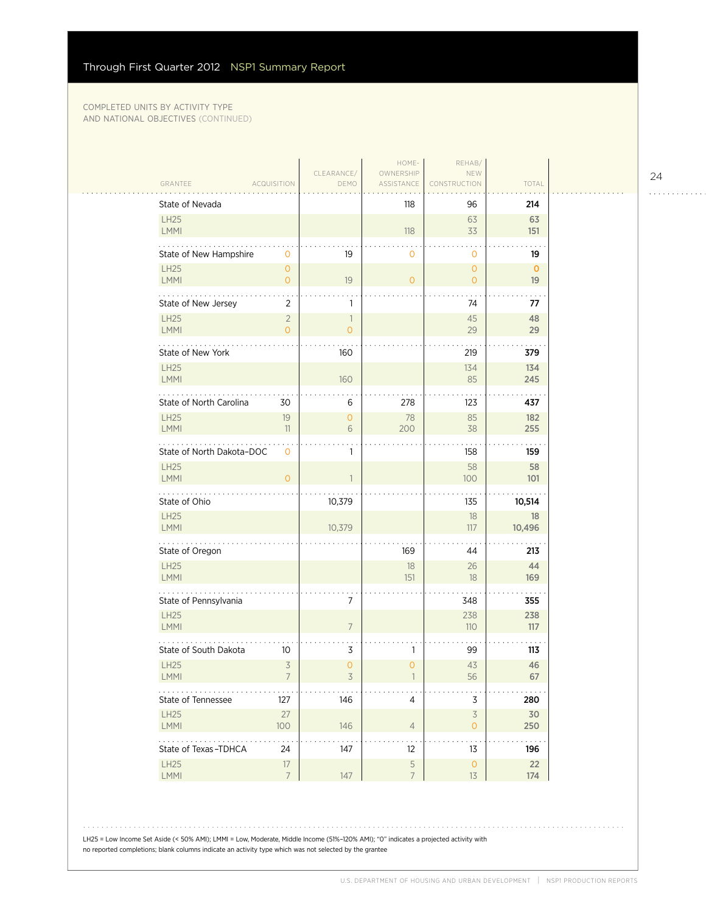COMPLETED UNITS BY ACTIVITY TYPE AND NATIONAL OBJECTIVES (CONTINUED)

| GRANTEE | ACQUISITION | CLEARANCE/ DEMO | HOME-OWNERSHIP ASSISTANCE | REHAB/ NEW CONSTRUCTION | TOTAL |
|---|---|---|---|---|---|
| **State of Nevada** | | | 118 | 96 | **214** |
| LH25 | | | | 63 | 63 |
| LMMI | | | 118 | 33 | 151 |
| **State of New Hampshire** | 0 | 19 | 0 | 0 | **19** |
| LH25 | 0 | | | 0 | 0 |
| LMMI | 0 | 19 | 0 | 0 | 19 |
| **State of New Jersey** | 2 | 1 | | 74 | **77** |
| LH25 | 2 | 1 | | 45 | 48 |
| LMMI | 0 | 0 | | 29 | 29 |
| **State of New York** | | 160 | | 219 | **379** |
| LH25 | | | | 134 | 134 |
| LMMI | | 160 | | 85 | 245 |
| **State of North Carolina** | 30 | 6 | 278 | 123 | **437** |
| LH25 | 19 | 0 | 78 | 85 | 182 |
| LMMI | 11 | 6 | 200 | 38 | 255 |
| **State of North Dakota–DOC** | 0 | 1 | | 158 | **159** |
| LH25 | | | | 58 | 58 |
| LMMI | 0 | 1 | | 100 | 101 |
| **State of Ohio** | | 10,379 | | 135 | **10,514** |
| LH25 | | | | 18 | 18 |
| LMMI | | 10,379 | | 117 | 10,496 |
| **State of Oregon** | | | 169 | 44 | **213** |
| LH25 | | | 18 | 26 | 44 |
| LMMI | | | 151 | 18 | 169 |
| **State of Pennsylvania** | | 7 | | 348 | **355** |
| LH25 | | | | 238 | 238 |
| LMMI | | 7 | | 110 | 117 |
| **State of South Dakota** | 10 | 3 | 1 | 99 | **113** |
| LH25 | 3 | 0 | 0 | 43 | 46 |
| LMMI | 7 | 3 | 1 | 56 | 67 |
| **State of Tennessee** | 127 | 146 | 4 | 3 | **280** |
| LH25 | 27 | | | 3 | 30 |
| LMMI | 100 | 146 | 4 | 0 | 250 |
| **State of Texas–TDHCA** | 24 | 147 | 12 | 13 | **196** |
| LH25 | 17 | | 5 | 0 | 22 |
| LMMI | 7 | 147 | 7 | 13 | 174 |

LH25 = Low Income Set Aside (< 50% AMI); LMMI = Low, Moderate, Middle Income (51%–120% AMI); "0" indicates a projected activity with no reported completions; blank columns indicate an activity type which was not selected by the grantee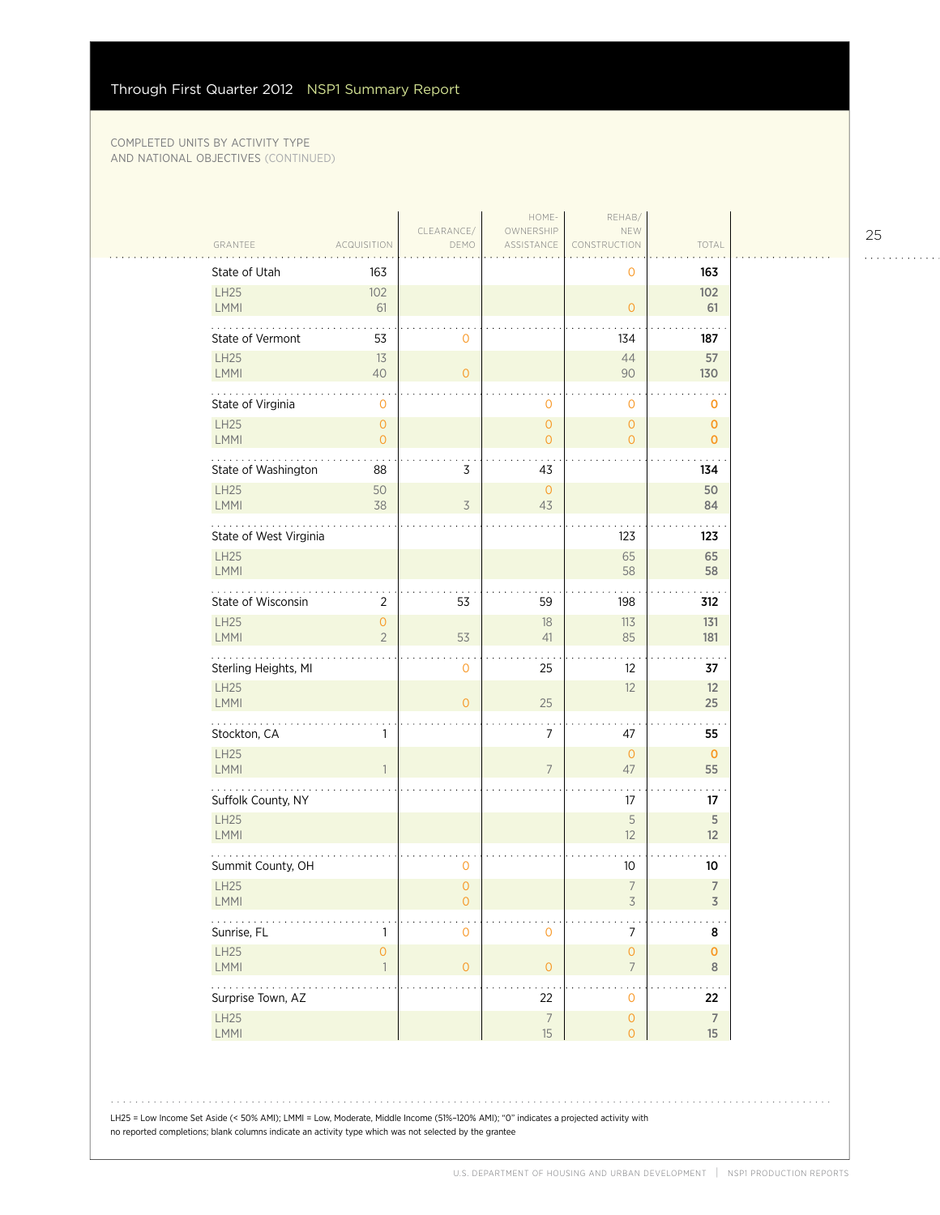## COMPLETED UNITS BY ACTIVITY TYPE AND NATIONAL OBJECTIVES (CONTINUED)

| GRANTEE | ACQUISITION | CLEARANCE/ DEMO | HOME-OWNERSHIP ASSISTANCE | REHAB/ NEW CONSTRUCTION | TOTAL |
|---|---|---|---|---|---|
| **State of Utah** | 163 | | | 0 | **163** |
| LH25 | 102 | | | | **102** |
| LMMI | 61 | | | 0 | **61** |
| **State of Vermont** | 53 | 0 | | 134 | **187** |
| LH25 | 13 | | | 44 | **57** |
| LMMI | 40 | 0 | | 90 | **130** |
| **State of Virginia** | 0 | | 0 | 0 | **0** |
| LH25 | 0 | | 0 | 0 | **0** |
| LMMI | 0 | | 0 | 0 | **0** |
| **State of Washington** | 88 | 3 | 43 | | **134** |
| LH25 | 50 | | 0 | | **50** |
| LMMI | 38 | 3 | 43 | | **84** |
| **State of West Virginia** | | | | 123 | **123** |
| LH25 | | | | 65 | **65** |
| LMMI | | | | 58 | **58** |
| **State of Wisconsin** | 2 | 53 | 59 | 198 | **312** |
| LH25 | 0 | | 18 | 113 | **131** |
| LMMI | 2 | 53 | 41 | 85 | **181** |
| **Sterling Heights, MI** | | 0 | 25 | 12 | **37** |
| LH25 | | | | 12 | **12** |
| LMMI | | 0 | 25 | | **25** |
| **Stockton, CA** | 1 | | 7 | 47 | **55** |
| LH25 | | | | 0 | **0** |
| LMMI | 1 | | 7 | 47 | **55** |
| **Suffolk County, NY** | | | | 17 | **17** |
| LH25 | | | | 5 | **5** |
| LMMI | | | | 12 | **12** |
| **Summit County, OH** | | 0 | | 10 | **10** |
| LH25 | | 0 | | 7 | **7** |
| LMMI | | 0 | | 3 | **3** |
| **Sunrise, FL** | 1 | 0 | 0 | 7 | **8** |
| LH25 | 0 | | | 0 | **0** |
| LMMI | 1 | 0 | 0 | 7 | **8** |
| **Surprise Town, AZ** | | | 22 | 0 | **22** |
| LH25 | | | 7 | 0 | **7** |
| LMMI | | | 15 | 0 | **15** |

LH25 = Low Income Set Aside (< 50% AMI); LMMI = Low, Moderate, Middle Income (51%–120% AMI); "0" indicates a projected activity with no reported completions; blank columns indicate an activity type which was not selected by the grantee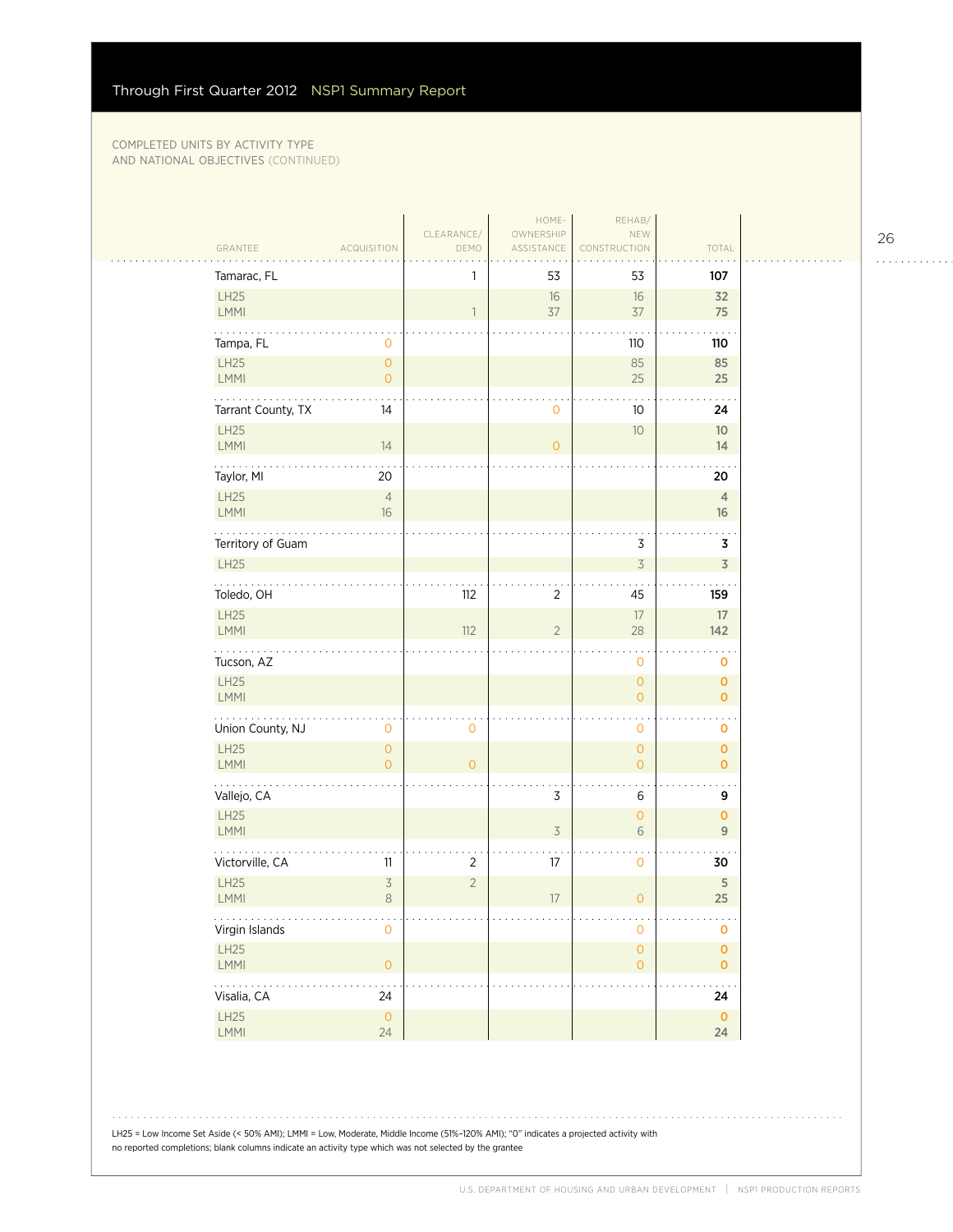COMPLETED UNITS BY ACTIVITY TYPE AND NATIONAL OBJECTIVES (CONTINUED)

| GRANTEE | ACQUISITION | CLEARANCE/ DEMO | HOME-OWNERSHIP ASSISTANCE | REHAB/ NEW CONSTRUCTION | TOTAL |
|---|---|---|---|---|---|
| **Tamarac, FL** | | 1 | 53 | 53 | **107** |
| LH25 | | | 16 | 16 | 32 |
| LMMI | | 1 | 37 | 37 | 75 |
| **Tampa, FL** | 0 | | | 110 | **110** |
| LH25 | 0 | | | 85 | 85 |
| LMMI | 0 | | | 25 | 25 |
| **Tarrant County, TX** | 14 | | 0 | 10 | **24** |
| LH25 | | | | 10 | 10 |
| LMMI | 14 | | 0 | | 14 |
| **Taylor, MI** | 20 | | | | **20** |
| LH25 | 4 | | | | 4 |
| LMMI | 16 | | | | 16 |
| **Territory of Guam** | | | | 3 | **3** |
| LH25 | | | | 3 | 3 |
| **Toledo, OH** | | 112 | 2 | 45 | **159** |
| LH25 | | | | 17 | 17 |
| LMMI | | 112 | 2 | 28 | 142 |
| **Tucson, AZ** | | | | 0 | **0** |
| LH25 | | | | 0 | 0 |
| LMMI | | | | 0 | 0 |
| **Union County, NJ** | 0 | 0 | | 0 | **0** |
| LH25 | 0 | | | 0 | 0 |
| LMMI | 0 | 0 | | 0 | 0 |
| **Vallejo, CA** | | | 3 | 6 | **9** |
| LH25 | | | | 0 | 0 |
| LMMI | | | 3 | 6 | 9 |
| **Victorville, CA** | 11 | 2 | 17 | 0 | **30** |
| LH25 | 3 | 2 | | | 5 |
| LMMI | 8 | | 17 | 0 | 25 |
| **Virgin Islands** | 0 | | | 0 | **0** |
| LH25 | | | | 0 | 0 |
| LMMI | 0 | | | 0 | 0 |
| **Visalia, CA** | 24 | | | | **24** |
| LH25 | 0 | | | | 0 |
| LMMI | 24 | | | | 24 |

LH25 = Low Income Set Aside (< 50% AMI); LMMI = Low, Moderate, Middle Income (51%–120% AMI); "0" indicates a projected activity with no reported completions; blank columns indicate an activity type which was not selected by the grantee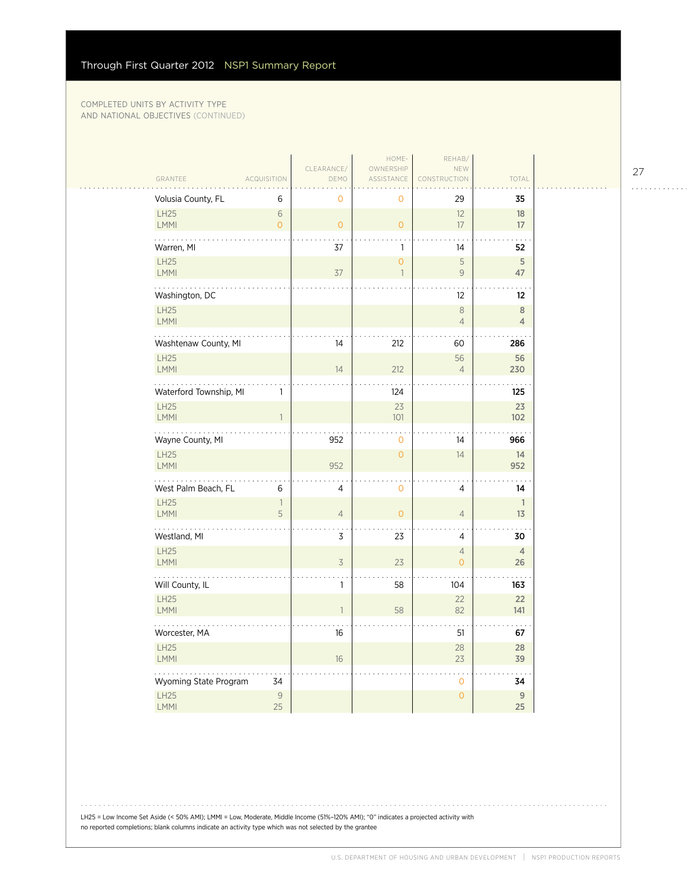COMPLETED UNITS BY ACTIVITY TYPE AND NATIONAL OBJECTIVES (CONTINUED)

| GRANTEE | ACQUISITION | CLEARANCE/ DEMO | HOME-OWNERSHIP ASSISTANCE | REHAB/ NEW CONSTRUCTION | TOTAL |
|---|---|---|---|---|---|
| **Volusia County, FL** | 6 | 0 | 0 | 29 | **35** |
| LH25 | 6 | | | 12 | 18 |
| LMMI | 0 | 0 | 0 | 17 | 17 |
| **Warren, MI** | | 37 | 1 | 14 | **52** |
| LH25 | | | 0 | 5 | 5 |
| LMMI | | 37 | 1 | 9 | 47 |
| **Washington, DC** | | | | 12 | **12** |
| LH25 | | | | 8 | 8 |
| LMMI | | | | 4 | 4 |
| **Washtenaw County, MI** | | 14 | 212 | 60 | **286** |
| LH25 | | | | 56 | 56 |
| LMMI | | 14 | 212 | 4 | 230 |
| **Waterford Township, MI** | 1 | | 124 | | **125** |
| LH25 | | | 23 | | 23 |
| LMMI | 1 | | 101 | | 102 |
| **Wayne County, MI** | | 952 | 0 | 14 | **966** |
| LH25 | | | 0 | 14 | 14 |
| LMMI | | 952 | | | 952 |
| **West Palm Beach, FL** | 6 | 4 | 0 | 4 | **14** |
| LH25 | 1 | | | | 1 |
| LMMI | 5 | 4 | 0 | 4 | 13 |
| **Westland, MI** | | 3 | 23 | 4 | **30** |
| LH25 | | | | 4 | 4 |
| LMMI | | 3 | 23 | 0 | 26 |
| **Will County, IL** | | 1 | 58 | 104 | **163** |
| LH25 | | | | 22 | 22 |
| LMMI | | 1 | 58 | 82 | 141 |
| **Worcester, MA** | | 16 | | 51 | **67** |
| LH25 | | | | 28 | 28 |
| LMMI | | 16 | | 23 | 39 |
| **Wyoming State Program** | 34 | | | 0 | **34** |
| LH25 | 9 | | | 0 | 9 |
| LMMI | 25 | | | | 25 |

LH25 = Low Income Set Aside (< 50% AMI); LMMI = Low, Moderate, Middle Income (51%–120% AMI); "0" indicates a projected activity with no reported completions; blank columns indicate an activity type which was not selected by the grantee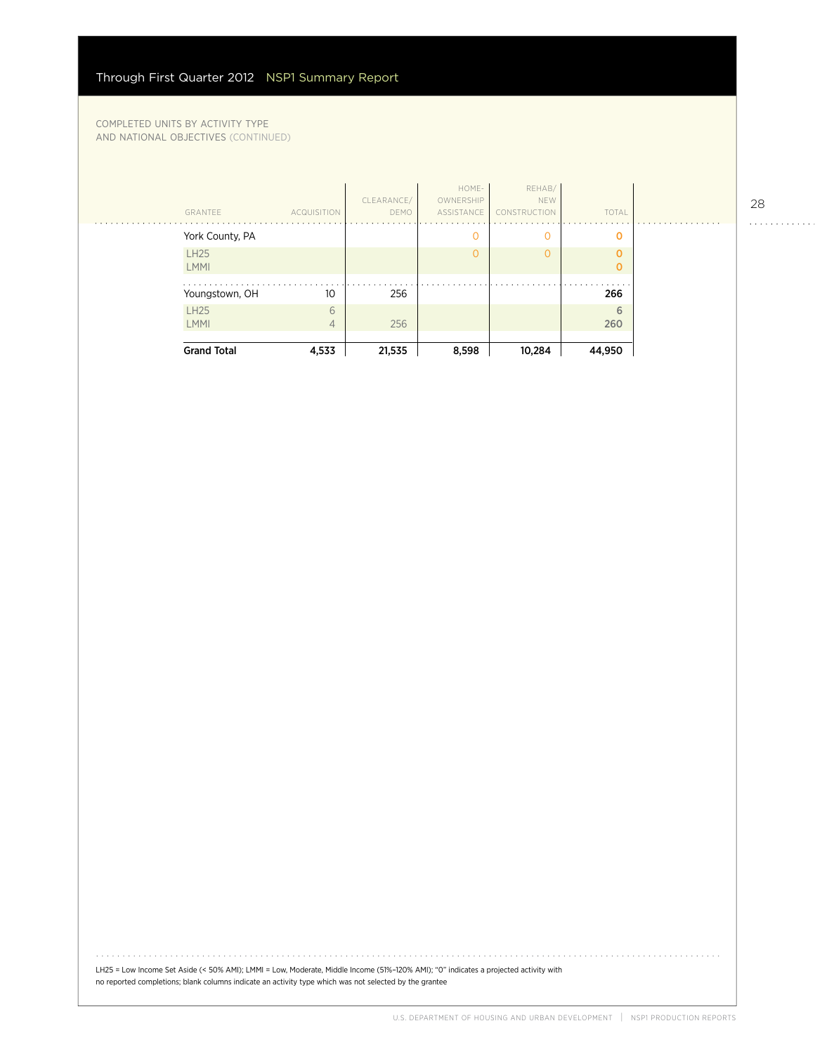Through First Quarter 2012 NSP1 Summary Report

COMPLETED UNITS BY ACTIVITY TYPE
AND NATIONAL OBJECTIVES (CONTINUED)

| GRANTEE | ACQUISITION | CLEARANCE/ DEMO | HOME-OWNERSHIP ASSISTANCE | REHAB/ NEW CONSTRUCTION | TOTAL |
|---|---|---|---|---|---|
| York County, PA | | | 0 | 0 | **0** |
| LH25 | | | 0 | 0 | **0** |
| LMMI | | | | | **0** |
| Youngstown, OH | 10 | 256 | | | **266** |
| LH25 | 6 | | | | **6** |
| LMMI | 4 | 256 | | | **260** |
| **Grand Total** | **4,533** | **21,535** | **8,598** | **10,284** | **44,950** |

LH25 = Low Income Set Aside (< 50% AMI); LMMI = Low, Moderate, Middle Income (51%–120% AMI); "0" indicates a projected activity with no reported completions; blank columns indicate an activity type which was not selected by the grantee